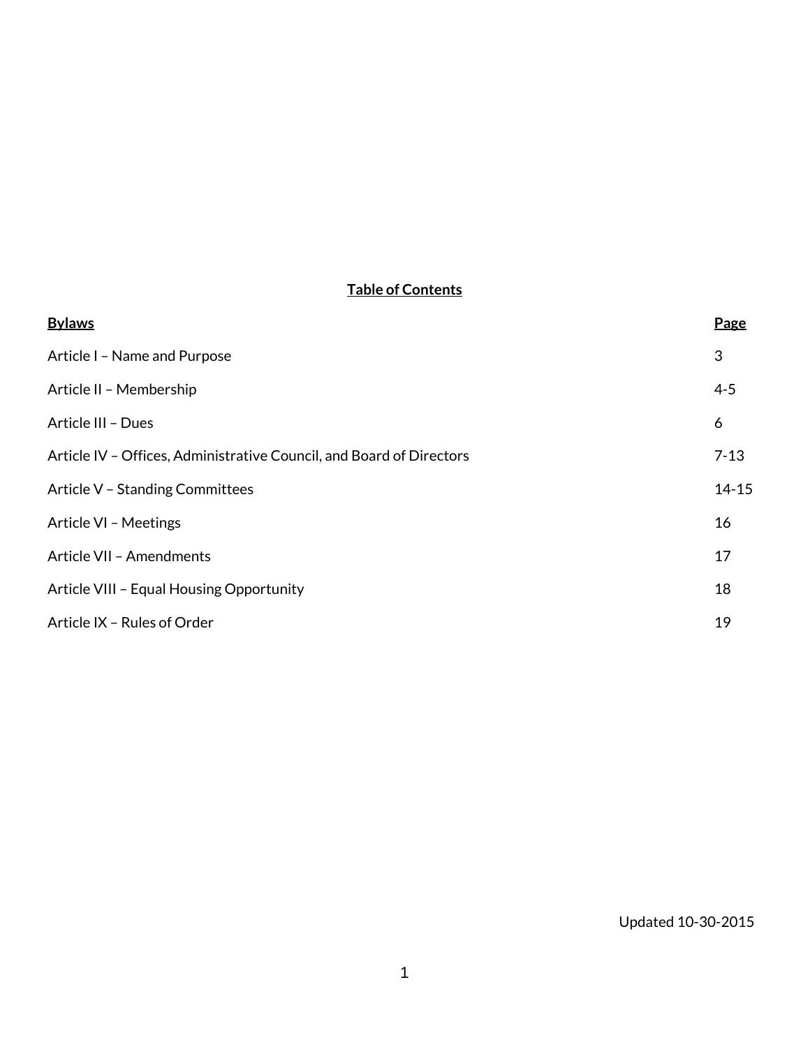## Table of Contents

| **Bylaws** | **Page** |
|---|---|
| Article I – Name and Purpose | 3 |
| Article II – Membership | 4-5 |
| Article III – Dues | 6 |
| Article IV – Offices, Administrative Council, and Board of Directors | 7-13 |
| Article V – Standing Committees | 14-15 |
| Article VI – Meetings | 16 |
| Article VII – Amendments | 17 |
| Article VIII – Equal Housing Opportunity | 18 |
| Article IX – Rules of Order | 19 |

Updated 10-30-2015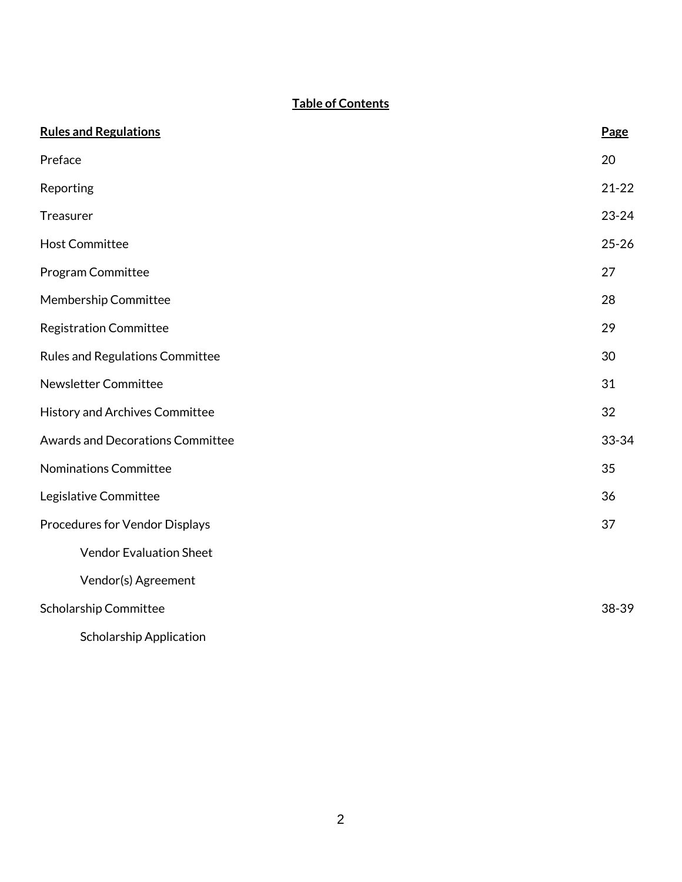## Table of Contents

| **Rules and Regulations** | **Page** |
| --- | --- |
| Preface | 20 |
| Reporting | 21-22 |
| Treasurer | 23-24 |
| Host Committee | 25-26 |
| Program Committee | 27 |
| Membership Committee | 28 |
| Registration Committee | 29 |
| Rules and Regulations Committee | 30 |
| Newsletter Committee | 31 |
| History and Archives Committee | 32 |
| Awards and Decorations Committee | 33-34 |
| Nominations Committee | 35 |
| Legislative Committee | 36 |
| Procedures for Vendor Displays | 37 |
| Vendor Evaluation Sheet | |
| Vendor(s) Agreement | |
| Scholarship Committee | 38-39 |
| Scholarship Application | |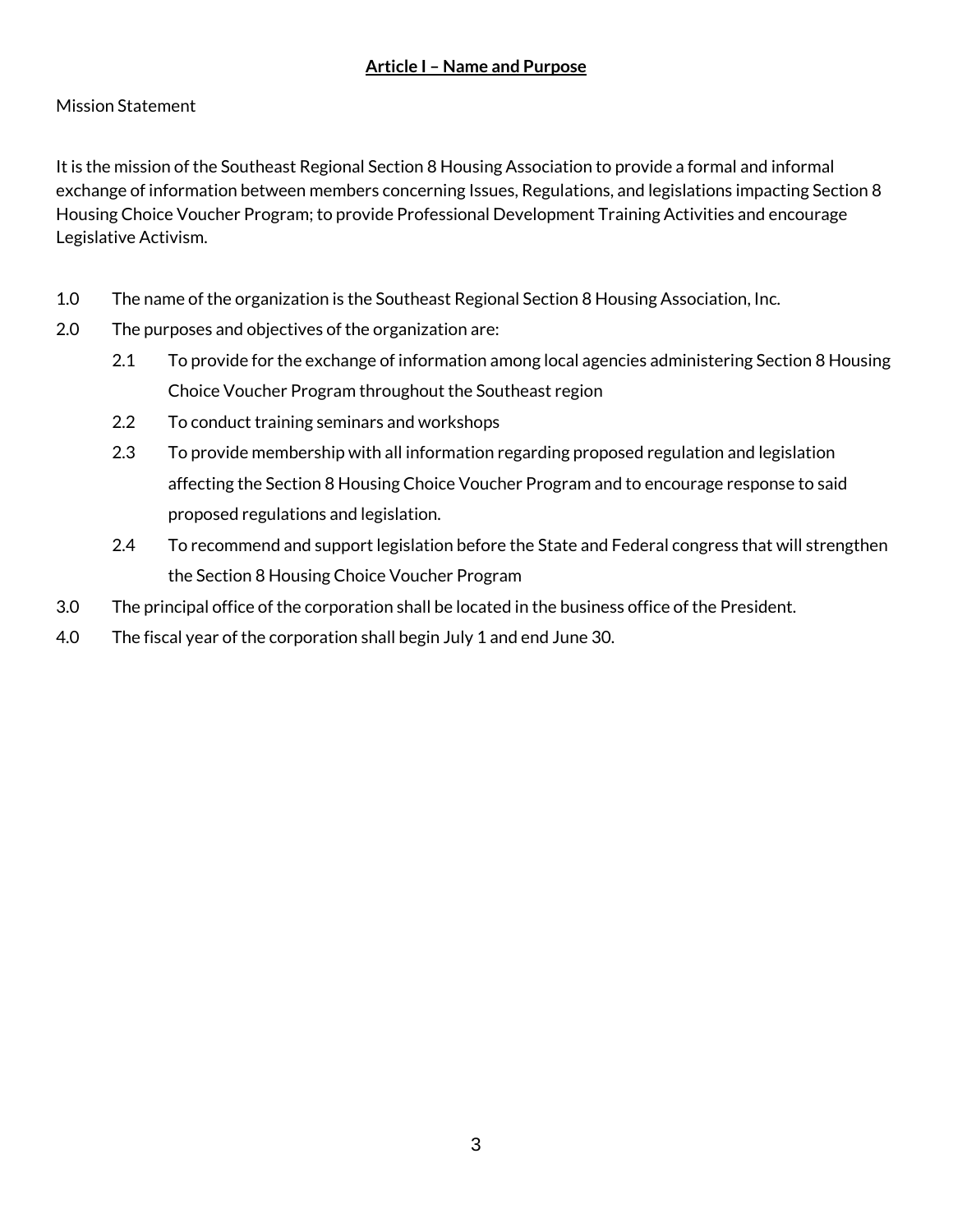## **<u>Article I – Name and Purpose</u>**

Mission Statement

It is the mission of the Southeast Regional Section 8 Housing Association to provide a formal and informal exchange of information between members concerning Issues, Regulations, and legislations impacting Section 8 Housing Choice Voucher Program; to provide Professional Development Training Activities and encourage Legislative Activism.

1.0 The name of the organization is the Southeast Regional Section 8 Housing Association, Inc.

2.0 The purposes and objectives of the organization are:

   2.1 To provide for the exchange of information among local agencies administering Section 8 Housing Choice Voucher Program throughout the Southeast region

   2.2 To conduct training seminars and workshops

   2.3 To provide membership with all information regarding proposed regulation and legislation affecting the Section 8 Housing Choice Voucher Program and to encourage response to said proposed regulations and legislation.

   2.4 To recommend and support legislation before the State and Federal congress that will strengthen the Section 8 Housing Choice Voucher Program

3.0 The principal office of the corporation shall be located in the business office of the President.

4.0 The fiscal year of the corporation shall begin July 1 and end June 30.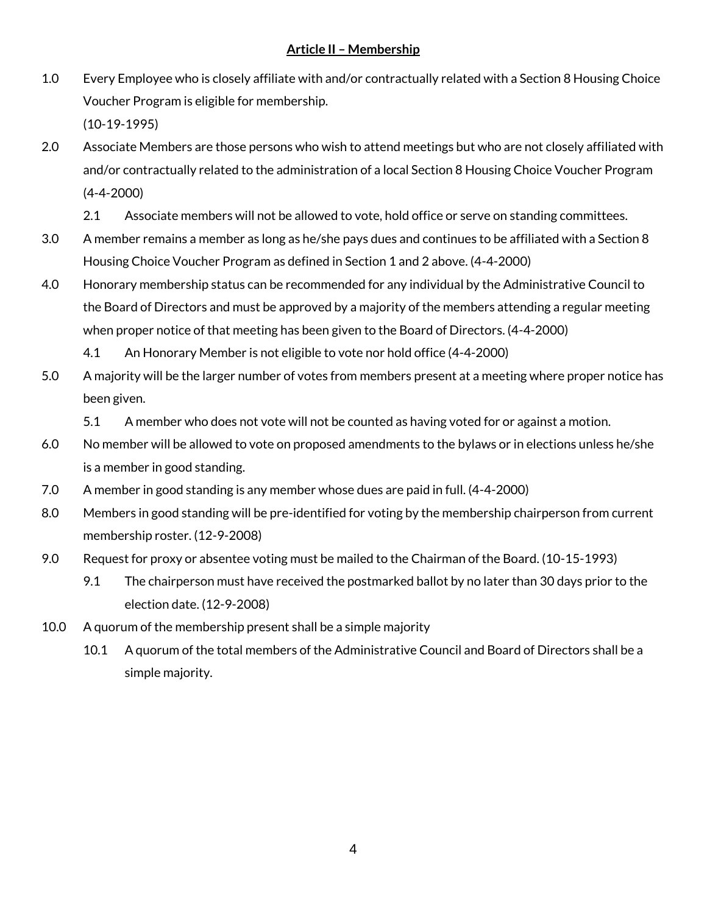**Article II – Membership**

1.0 Every Employee who is closely affiliate with and/or contractually related with a Section 8 Housing Choice Voucher Program is eligible for membership.
(10-19-1995)

2.0 Associate Members are those persons who wish to attend meetings but who are not closely affiliated with and/or contractually related to the administration of a local Section 8 Housing Choice Voucher Program (4-4-2000)

  2.1 Associate members will not be allowed to vote, hold office or serve on standing committees.

3.0 A member remains a member as long as he/she pays dues and continues to be affiliated with a Section 8 Housing Choice Voucher Program as defined in Section 1 and 2 above. (4-4-2000)

4.0 Honorary membership status can be recommended for any individual by the Administrative Council to the Board of Directors and must be approved by a majority of the members attending a regular meeting when proper notice of that meeting has been given to the Board of Directors. (4-4-2000)

  4.1 An Honorary Member is not eligible to vote nor hold office (4-4-2000)

5.0 A majority will be the larger number of votes from members present at a meeting where proper notice has been given.

  5.1 A member who does not vote will not be counted as having voted for or against a motion.

6.0 No member will be allowed to vote on proposed amendments to the bylaws or in elections unless he/she is a member in good standing.

7.0 A member in good standing is any member whose dues are paid in full. (4-4-2000)

8.0 Members in good standing will be pre-identified for voting by the membership chairperson from current membership roster. (12-9-2008)

9.0 Request for proxy or absentee voting must be mailed to the Chairman of the Board. (10-15-1993)

  9.1 The chairperson must have received the postmarked ballot by no later than 30 days prior to the election date. (12-9-2008)

10.0 A quorum of the membership present shall be a simple majority

  10.1 A quorum of the total members of the Administrative Council and Board of Directors shall be a simple majority.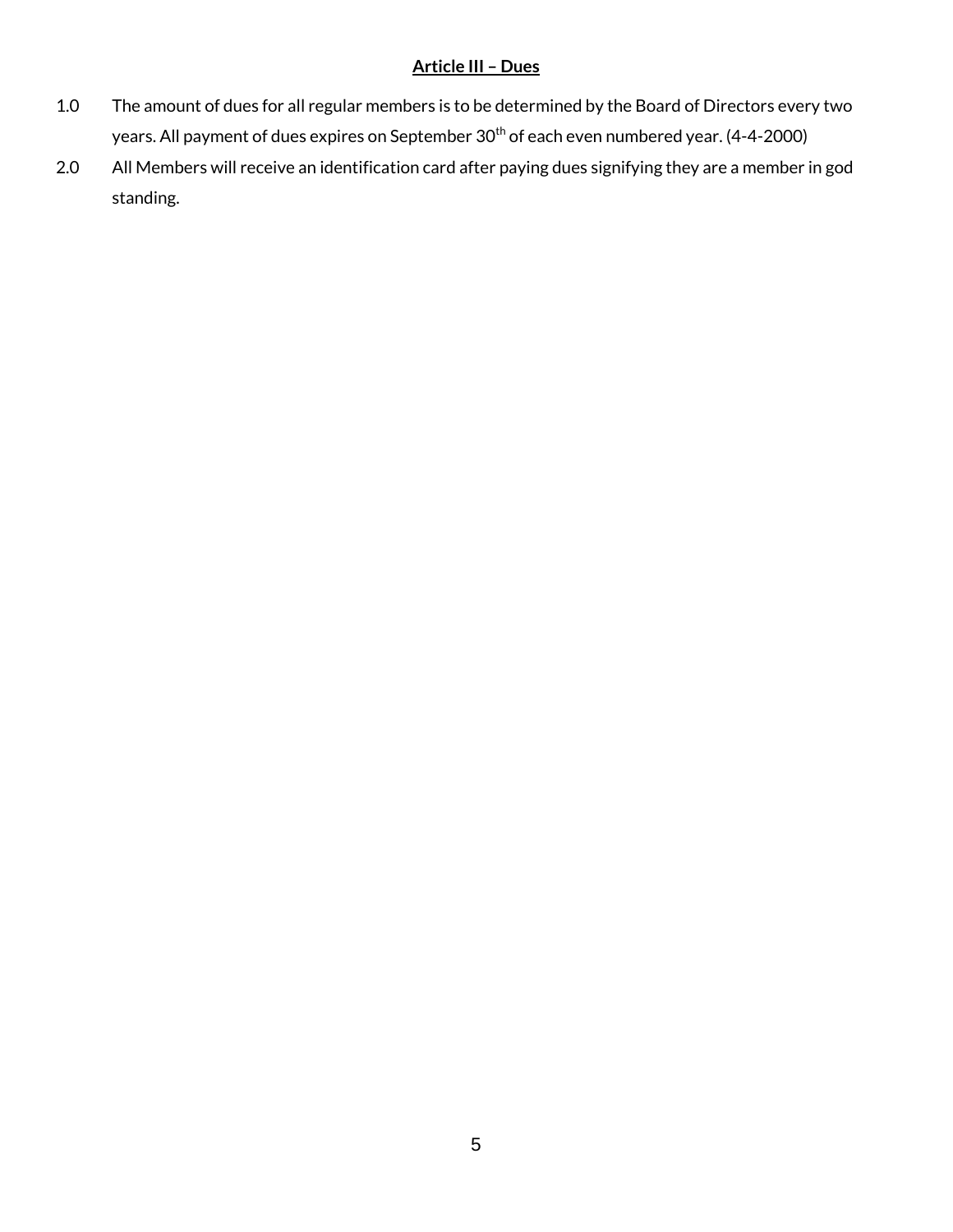## Article III – Dues

1.0 The amount of dues for all regular members is to be determined by the Board of Directors every two years. All payment of dues expires on September 30th of each even numbered year. (4-4-2000)

2.0 All Members will receive an identification card after paying dues signifying they are a member in god standing.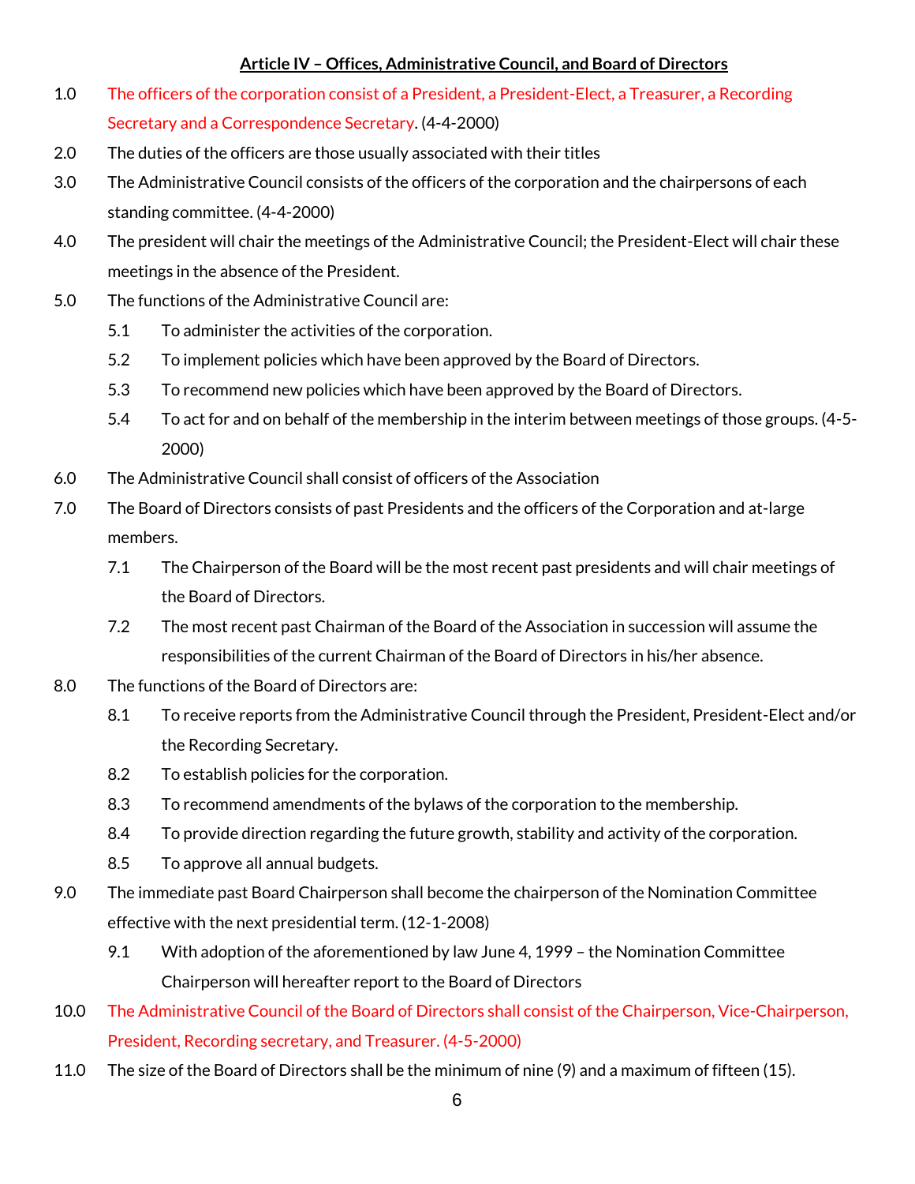**Article IV – Offices, Administrative Council, and Board of Directors**

1.0 The officers of the corporation consist of a President, a President-Elect, a Treasurer, a Recording Secretary and a Correspondence Secretary. (4-4-2000)

2.0 The duties of the officers are those usually associated with their titles

3.0 The Administrative Council consists of the officers of the corporation and the chairpersons of each standing committee. (4-4-2000)

4.0 The president will chair the meetings of the Administrative Council; the President-Elect will chair these meetings in the absence of the President.

5.0 The functions of the Administrative Council are:

- 5.1 To administer the activities of the corporation.
- 5.2 To implement policies which have been approved by the Board of Directors.
- 5.3 To recommend new policies which have been approved by the Board of Directors.
- 5.4 To act for and on behalf of the membership in the interim between meetings of those groups. (4-5-2000)

6.0 The Administrative Council shall consist of officers of the Association

7.0 The Board of Directors consists of past Presidents and the officers of the Corporation and at-large members.

- 7.1 The Chairperson of the Board will be the most recent past presidents and will chair meetings of the Board of Directors.
- 7.2 The most recent past Chairman of the Board of the Association in succession will assume the responsibilities of the current Chairman of the Board of Directors in his/her absence.

8.0 The functions of the Board of Directors are:

- 8.1 To receive reports from the Administrative Council through the President, President-Elect and/or the Recording Secretary.
- 8.2 To establish policies for the corporation.
- 8.3 To recommend amendments of the bylaws of the corporation to the membership.
- 8.4 To provide direction regarding the future growth, stability and activity of the corporation.
- 8.5 To approve all annual budgets.

9.0 The immediate past Board Chairperson shall become the chairperson of the Nomination Committee effective with the next presidential term. (12-1-2008)

- 9.1 With adoption of the aforementioned by law June 4, 1999 – the Nomination Committee Chairperson will hereafter report to the Board of Directors

10.0 The Administrative Council of the Board of Directors shall consist of the Chairperson, Vice-Chairperson, President, Recording secretary, and Treasurer. (4-5-2000)

11.0 The size of the Board of Directors shall be the minimum of nine (9) and a maximum of fifteen (15).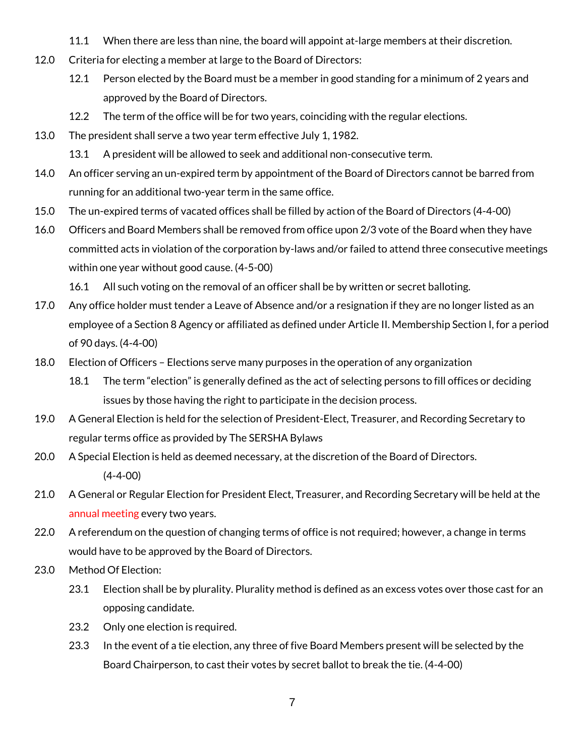11.1 When there are less than nine, the board will appoint at-large members at their discretion.

12.0 Criteria for electing a member at large to the Board of Directors:

12.1 Person elected by the Board must be a member in good standing for a minimum of 2 years and approved by the Board of Directors.

12.2 The term of the office will be for two years, coinciding with the regular elections.

13.0 The president shall serve a two year term effective July 1, 1982.

13.1 A president will be allowed to seek and additional non-consecutive term.

14.0 An officer serving an un-expired term by appointment of the Board of Directors cannot be barred from running for an additional two-year term in the same office.

15.0 The un-expired terms of vacated offices shall be filled by action of the Board of Directors (4-4-00)

16.0 Officers and Board Members shall be removed from office upon 2/3 vote of the Board when they have committed acts in violation of the corporation by-laws and/or failed to attend three consecutive meetings within one year without good cause. (4-5-00)

16.1 All such voting on the removal of an officer shall be by written or secret balloting.

17.0 Any office holder must tender a Leave of Absence and/or a resignation if they are no longer listed as an employee of a Section 8 Agency or affiliated as defined under Article II. Membership Section I, for a period of 90 days. (4-4-00)

18.0 Election of Officers – Elections serve many purposes in the operation of any organization

18.1 The term "election" is generally defined as the act of selecting persons to fill offices or deciding issues by those having the right to participate in the decision process.

19.0 A General Election is held for the selection of President-Elect, Treasurer, and Recording Secretary to regular terms office as provided by The SERSHA Bylaws

20.0 A Special Election is held as deemed necessary, at the discretion of the Board of Directors. (4-4-00)

21.0 A General or Regular Election for President Elect, Treasurer, and Recording Secretary will be held at the annual meeting every two years.

22.0 A referendum on the question of changing terms of office is not required; however, a change in terms would have to be approved by the Board of Directors.

23.0 Method Of Election:

23.1 Election shall be by plurality. Plurality method is defined as an excess votes over those cast for an opposing candidate.

23.2 Only one election is required.

23.3 In the event of a tie election, any three of five Board Members present will be selected by the Board Chairperson, to cast their votes by secret ballot to break the tie. (4-4-00)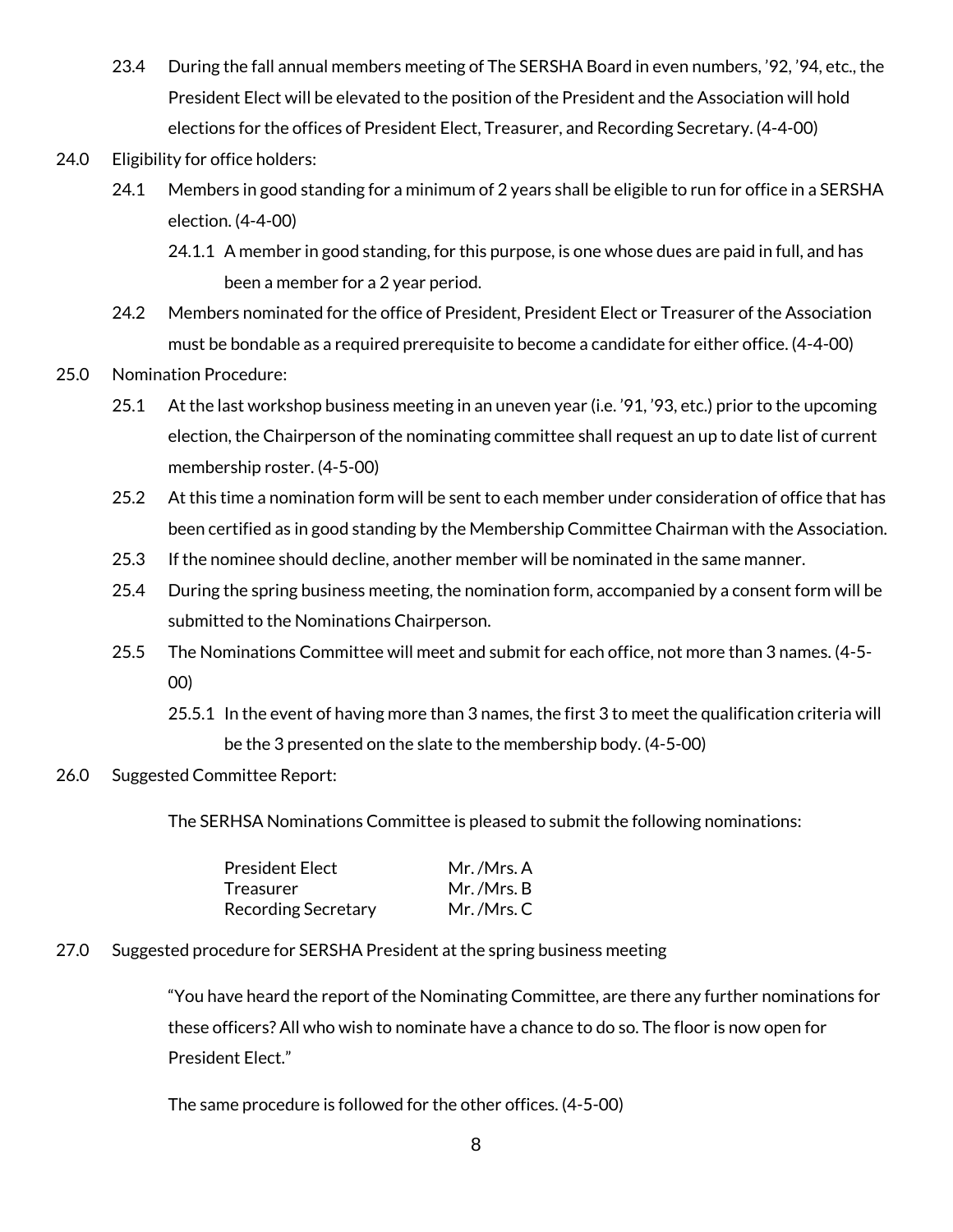23.4 During the fall annual members meeting of The SERSHA Board in even numbers, '92, '94, etc., the President Elect will be elevated to the position of the President and the Association will hold elections for the offices of President Elect, Treasurer, and Recording Secretary. (4-4-00)

24.0 Eligibility for office holders:

24.1 Members in good standing for a minimum of 2 years shall be eligible to run for office in a SERSHA election. (4-4-00)

24.1.1 A member in good standing, for this purpose, is one whose dues are paid in full, and has been a member for a 2 year period.

24.2 Members nominated for the office of President, President Elect or Treasurer of the Association must be bondable as a required prerequisite to become a candidate for either office. (4-4-00)

25.0 Nomination Procedure:

25.1 At the last workshop business meeting in an uneven year (i.e. '91, '93, etc.) prior to the upcoming election, the Chairperson of the nominating committee shall request an up to date list of current membership roster. (4-5-00)

25.2 At this time a nomination form will be sent to each member under consideration of office that has been certified as in good standing by the Membership Committee Chairman with the Association.

25.3 If the nominee should decline, another member will be nominated in the same manner.

25.4 During the spring business meeting, the nomination form, accompanied by a consent form will be submitted to the Nominations Chairperson.

25.5 The Nominations Committee will meet and submit for each office, not more than 3 names. (4-5-00)

25.5.1 In the event of having more than 3 names, the first 3 to meet the qualification criteria will be the 3 presented on the slate to the membership body. (4-5-00)

26.0 Suggested Committee Report:

The SERHSA Nominations Committee is pleased to submit the following nominations:

| | |
|---|---|
| President Elect | Mr. /Mrs. A |
| Treasurer | Mr. /Mrs. B |
| Recording Secretary | Mr. /Mrs. C |

27.0 Suggested procedure for SERSHA President at the spring business meeting

"You have heard the report of the Nominating Committee, are there any further nominations for these officers? All who wish to nominate have a chance to do so. The floor is now open for President Elect."

The same procedure is followed for the other offices. (4-5-00)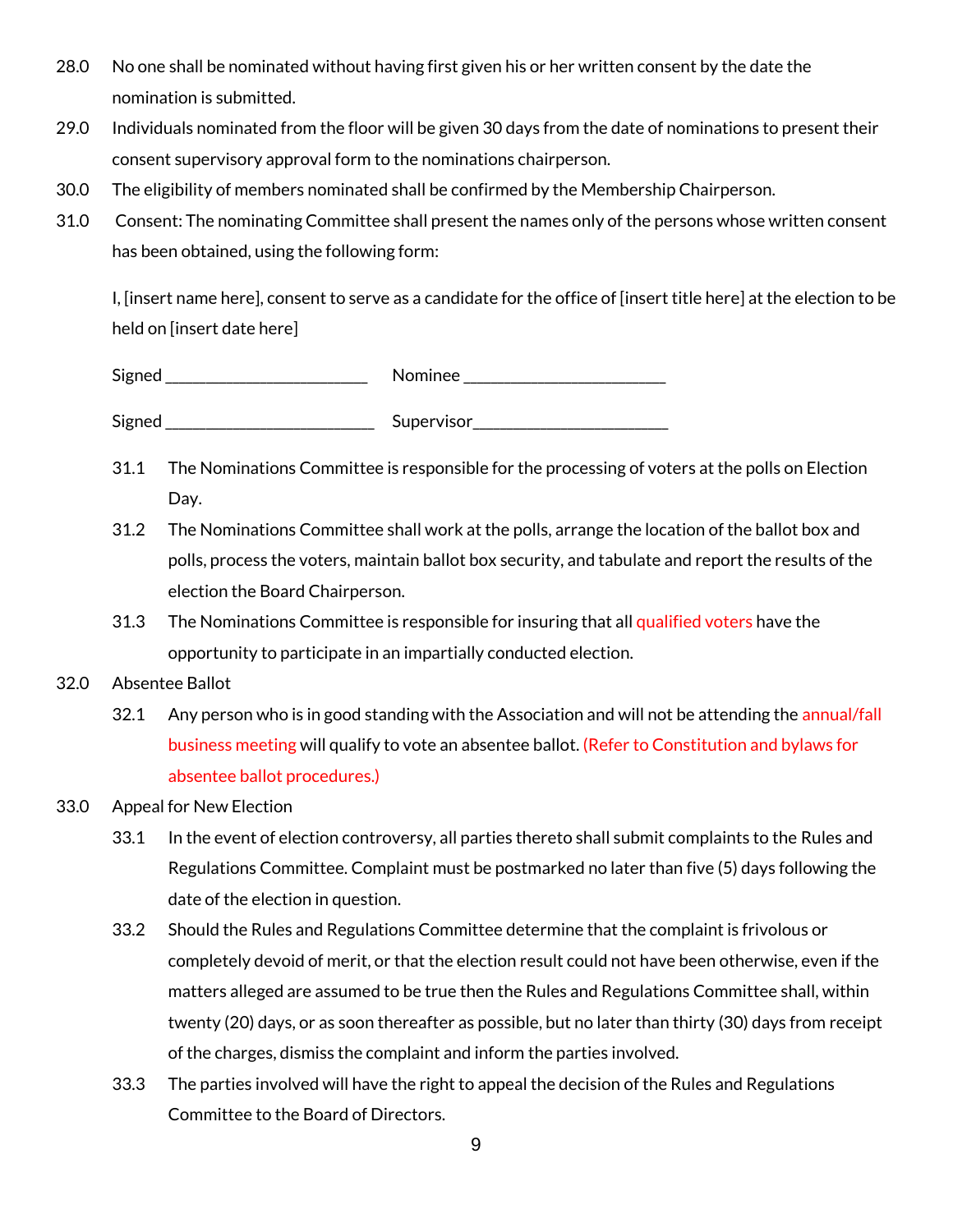28.0 No one shall be nominated without having first given his or her written consent by the date the nomination is submitted.

29.0 Individuals nominated from the floor will be given 30 days from the date of nominations to present their consent supervisory approval form to the nominations chairperson.

30.0 The eligibility of members nominated shall be confirmed by the Membership Chairperson.

31.0 Consent: The nominating Committee shall present the names only of the persons whose written consent has been obtained, using the following form:

I, [insert name here], consent to serve as a candidate for the office of [insert title here] at the election to be held on [insert date here]

Signed ________________________ Nominee ________________________

Signed ________________________ Supervisor________________________

31.1 The Nominations Committee is responsible for the processing of voters at the polls on Election Day.

31.2 The Nominations Committee shall work at the polls, arrange the location of the ballot box and polls, process the voters, maintain ballot box security, and tabulate and report the results of the election the Board Chairperson.

31.3 The Nominations Committee is responsible for insuring that all qualified voters have the opportunity to participate in an impartially conducted election.

32.0 Absentee Ballot

32.1 Any person who is in good standing with the Association and will not be attending the annual/fall business meeting will qualify to vote an absentee ballot. (Refer to Constitution and bylaws for absentee ballot procedures.)

33.0 Appeal for New Election

33.1 In the event of election controversy, all parties thereto shall submit complaints to the Rules and Regulations Committee. Complaint must be postmarked no later than five (5) days following the date of the election in question.

33.2 Should the Rules and Regulations Committee determine that the complaint is frivolous or completely devoid of merit, or that the election result could not have been otherwise, even if the matters alleged are assumed to be true then the Rules and Regulations Committee shall, within twenty (20) days, or as soon thereafter as possible, but no later than thirty (30) days from receipt of the charges, dismiss the complaint and inform the parties involved.

33.3 The parties involved will have the right to appeal the decision of the Rules and Regulations Committee to the Board of Directors.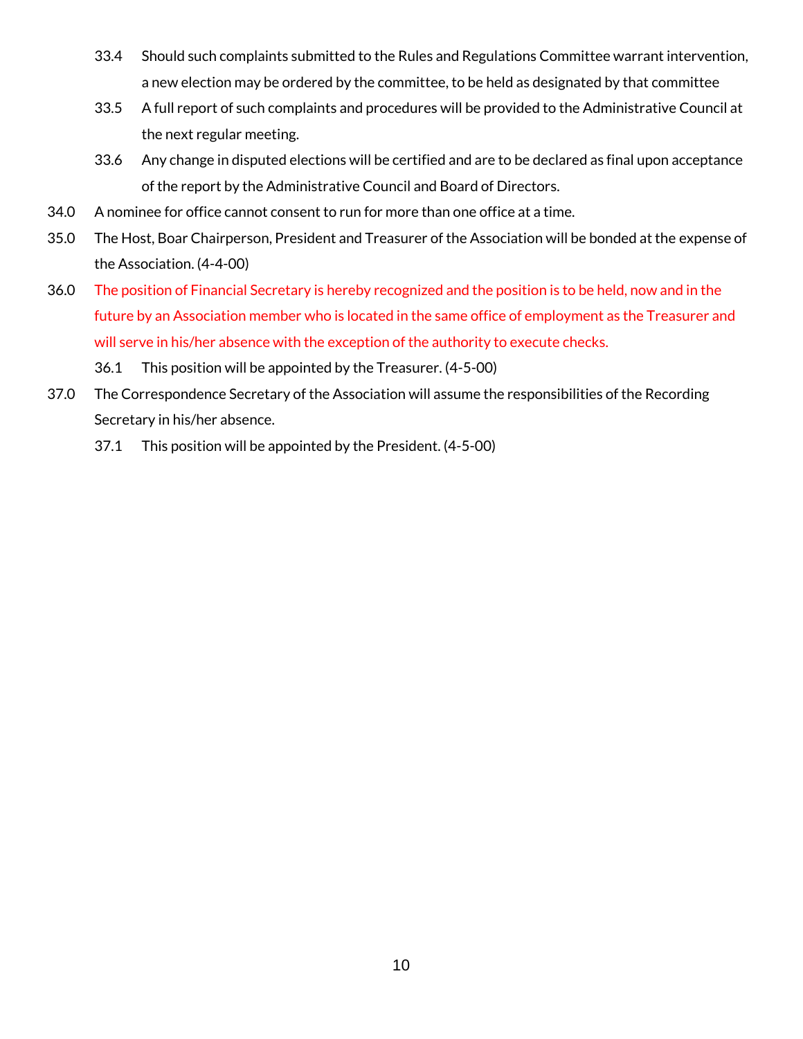33.4 Should such complaints submitted to the Rules and Regulations Committee warrant intervention, a new election may be ordered by the committee, to be held as designated by that committee

33.5 A full report of such complaints and procedures will be provided to the Administrative Council at the next regular meeting.

33.6 Any change in disputed elections will be certified and are to be declared as final upon acceptance of the report by the Administrative Council and Board of Directors.

34.0 A nominee for office cannot consent to run for more than one office at a time.

35.0 The Host, Boar Chairperson, President and Treasurer of the Association will be bonded at the expense of the Association. (4-4-00)

36.0 The position of Financial Secretary is hereby recognized and the position is to be held, now and in the future by an Association member who is located in the same office of employment as the Treasurer and will serve in his/her absence with the exception of the authority to execute checks.

36.1 This position will be appointed by the Treasurer. (4-5-00)

37.0 The Correspondence Secretary of the Association will assume the responsibilities of the Recording Secretary in his/her absence.

37.1 This position will be appointed by the President. (4-5-00)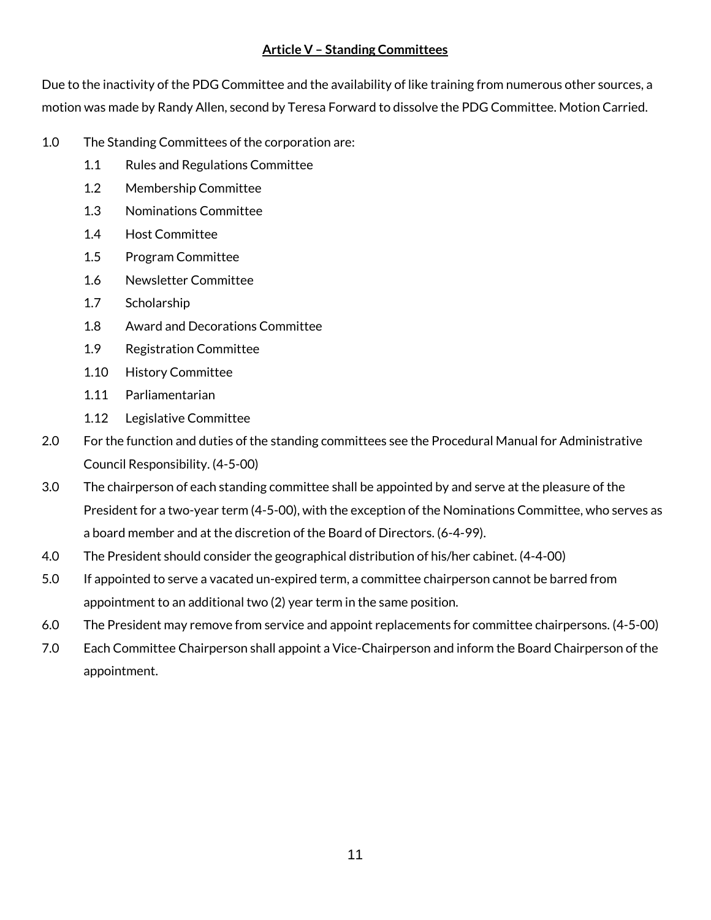## Article V – Standing Committees

Due to the inactivity of the PDG Committee and the availability of like training from numerous other sources, a motion was made by Randy Allen, second by Teresa Forward to dissolve the PDG Committee. Motion Carried.

1.0 The Standing Committees of the corporation are:
   - 1.1 Rules and Regulations Committee
   - 1.2 Membership Committee
   - 1.3 Nominations Committee
   - 1.4 Host Committee
   - 1.5 Program Committee
   - 1.6 Newsletter Committee
   - 1.7 Scholarship
   - 1.8 Award and Decorations Committee
   - 1.9 Registration Committee
   - 1.10 History Committee
   - 1.11 Parliamentarian
   - 1.12 Legislative Committee

2.0 For the function and duties of the standing committees see the Procedural Manual for Administrative Council Responsibility. (4-5-00)

3.0 The chairperson of each standing committee shall be appointed by and serve at the pleasure of the President for a two-year term (4-5-00), with the exception of the Nominations Committee, who serves as a board member and at the discretion of the Board of Directors. (6-4-99).

4.0 The President should consider the geographical distribution of his/her cabinet. (4-4-00)

5.0 If appointed to serve a vacated un-expired term, a committee chairperson cannot be barred from appointment to an additional two (2) year term in the same position.

6.0 The President may remove from service and appoint replacements for committee chairpersons. (4-5-00)

7.0 Each Committee Chairperson shall appoint a Vice-Chairperson and inform the Board Chairperson of the appointment.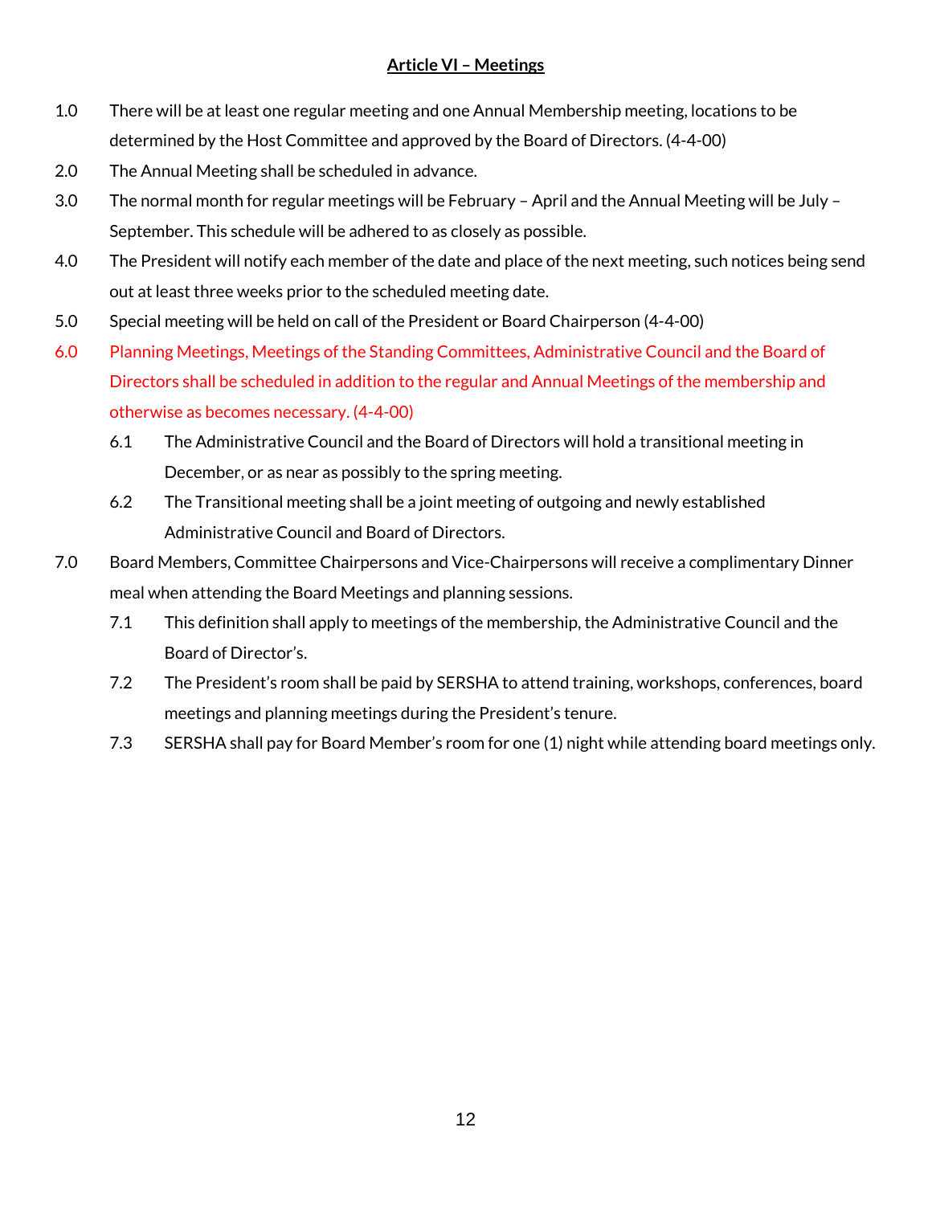## Article VI – Meetings

1.0 There will be at least one regular meeting and one Annual Membership meeting, locations to be determined by the Host Committee and approved by the Board of Directors. (4-4-00)

2.0 The Annual Meeting shall be scheduled in advance.

3.0 The normal month for regular meetings will be February – April and the Annual Meeting will be July – September. This schedule will be adhered to as closely as possible.

4.0 The President will notify each member of the date and place of the next meeting, such notices being send out at least three weeks prior to the scheduled meeting date.

5.0 Special meeting will be held on call of the President or Board Chairperson (4-4-00)

6.0 Planning Meetings, Meetings of the Standing Committees, Administrative Council and the Board of Directors shall be scheduled in addition to the regular and Annual Meetings of the membership and otherwise as becomes necessary. (4-4-00)

 6.1 The Administrative Council and the Board of Directors will hold a transitional meeting in December, or as near as possibly to the spring meeting.

 6.2 The Transitional meeting shall be a joint meeting of outgoing and newly established Administrative Council and Board of Directors.

7.0 Board Members, Committee Chairpersons and Vice-Chairpersons will receive a complimentary Dinner meal when attending the Board Meetings and planning sessions.

 7.1 This definition shall apply to meetings of the membership, the Administrative Council and the Board of Director's.

 7.2 The President's room shall be paid by SERSHA to attend training, workshops, conferences, board meetings and planning meetings during the President's tenure.

 7.3 SERSHA shall pay for Board Member's room for one (1) night while attending board meetings only.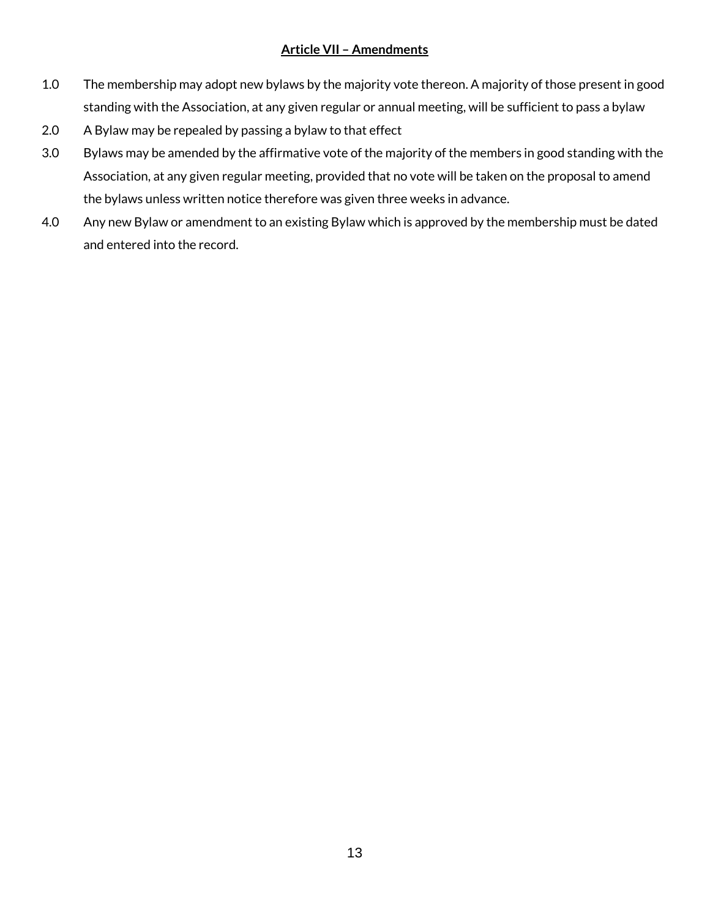## Article VII – Amendments

1.0 The membership may adopt new bylaws by the majority vote thereon. A majority of those present in good standing with the Association, at any given regular or annual meeting, will be sufficient to pass a bylaw

2.0 A Bylaw may be repealed by passing a bylaw to that effect

3.0 Bylaws may be amended by the affirmative vote of the majority of the members in good standing with the Association, at any given regular meeting, provided that no vote will be taken on the proposal to amend the bylaws unless written notice therefore was given three weeks in advance.

4.0 Any new Bylaw or amendment to an existing Bylaw which is approved by the membership must be dated and entered into the record.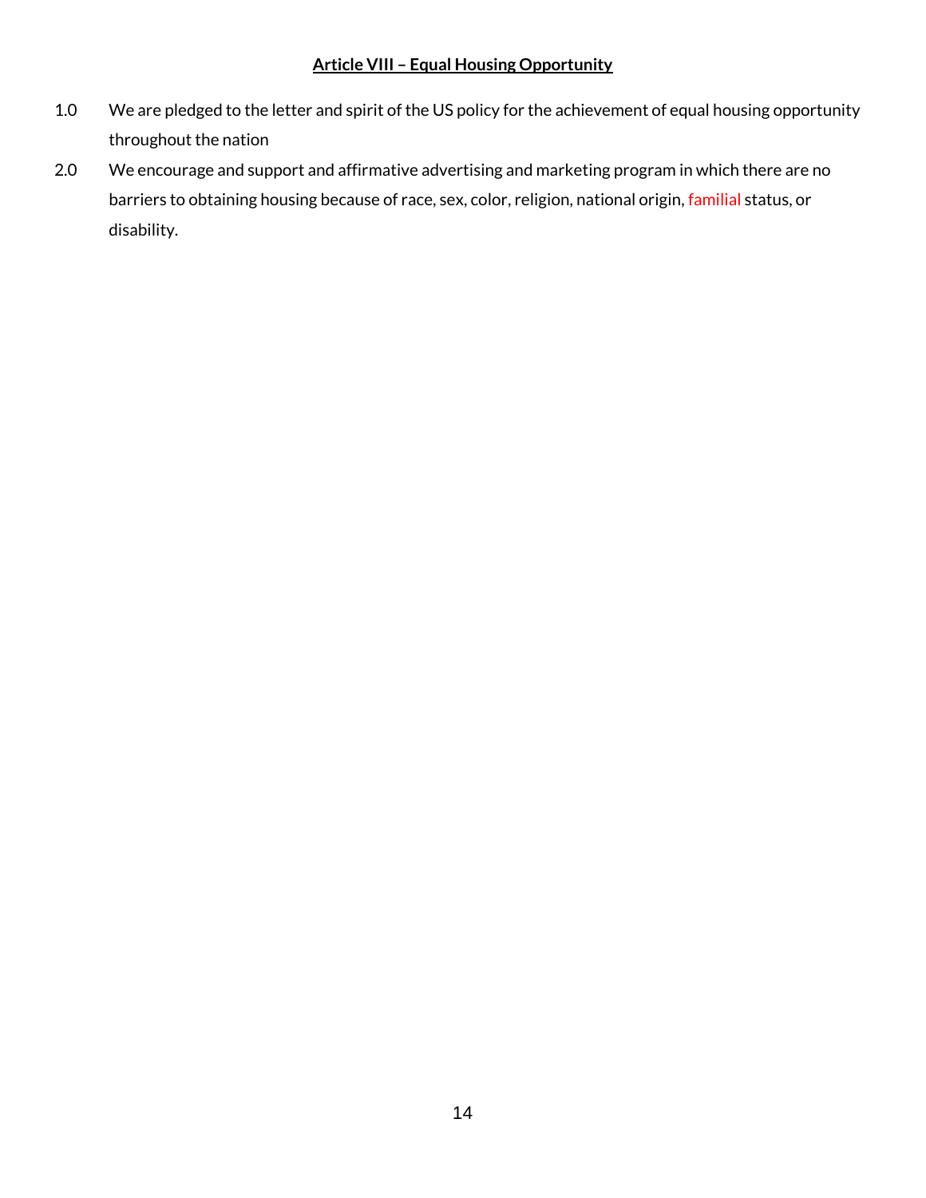## Article VIII – Equal Housing Opportunity

1.0 We are pledged to the letter and spirit of the US policy for the achievement of equal housing opportunity throughout the nation

2.0 We encourage and support and affirmative advertising and marketing program in which there are no barriers to obtaining housing because of race, sex, color, religion, national origin, familial status, or disability.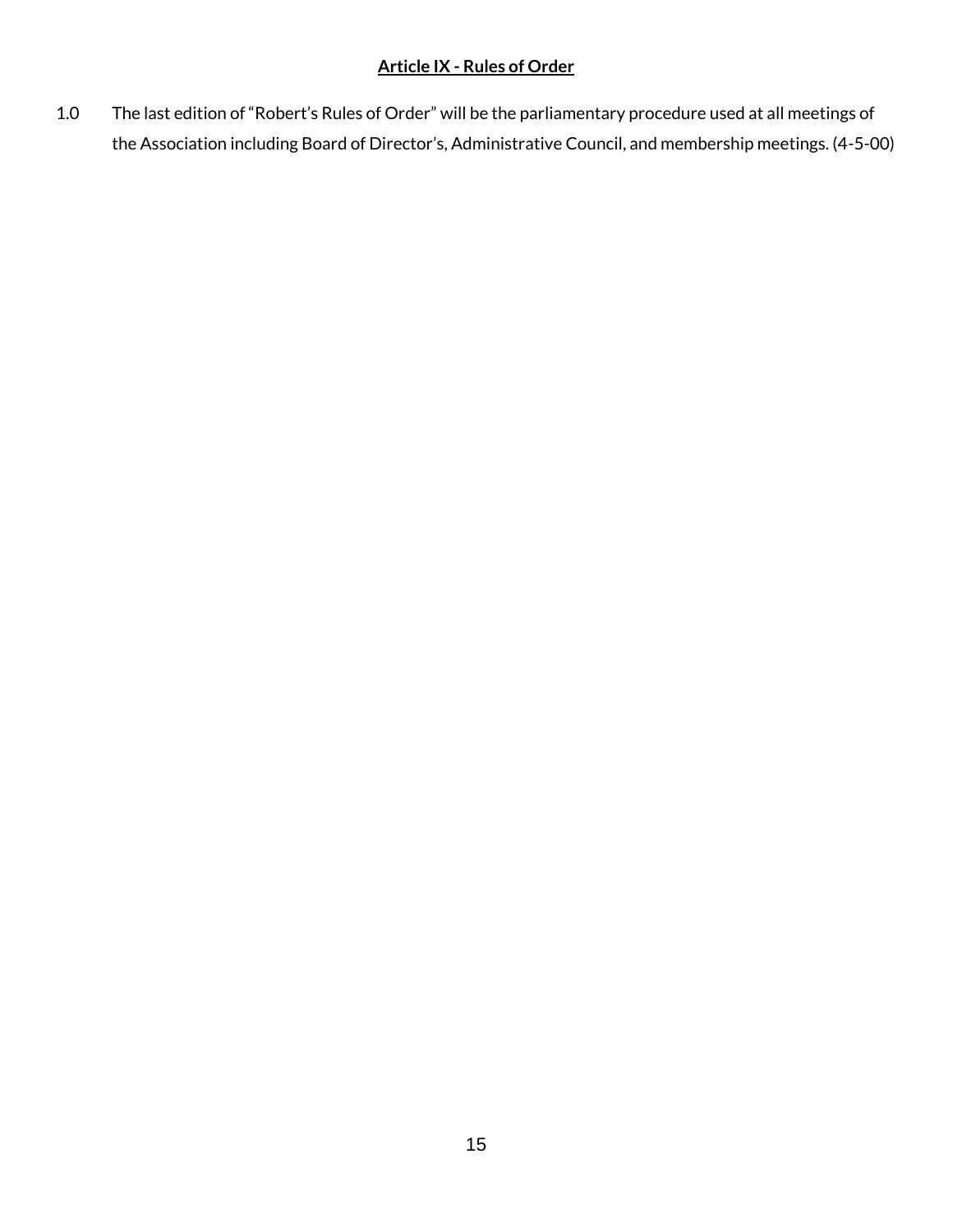## Article IX - Rules of Order

1.0 The last edition of "Robert's Rules of Order" will be the parliamentary procedure used at all meetings of the Association including Board of Director's, Administrative Council, and membership meetings. (4-5-00)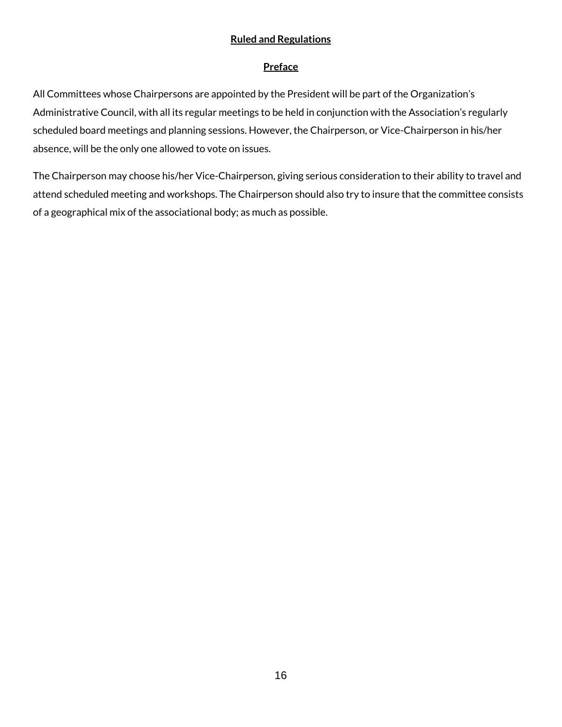**Ruled and Regulations**

**Preface**

All Committees whose Chairpersons are appointed by the President will be part of the Organization's Administrative Council, with all its regular meetings to be held in conjunction with the Association's regularly scheduled board meetings and planning sessions. However, the Chairperson, or Vice-Chairperson in his/her absence, will be the only one allowed to vote on issues.

The Chairperson may choose his/her Vice-Chairperson, giving serious consideration to their ability to travel and attend scheduled meeting and workshops. The Chairperson should also try to insure that the committee consists of a geographical mix of the associational body; as much as possible.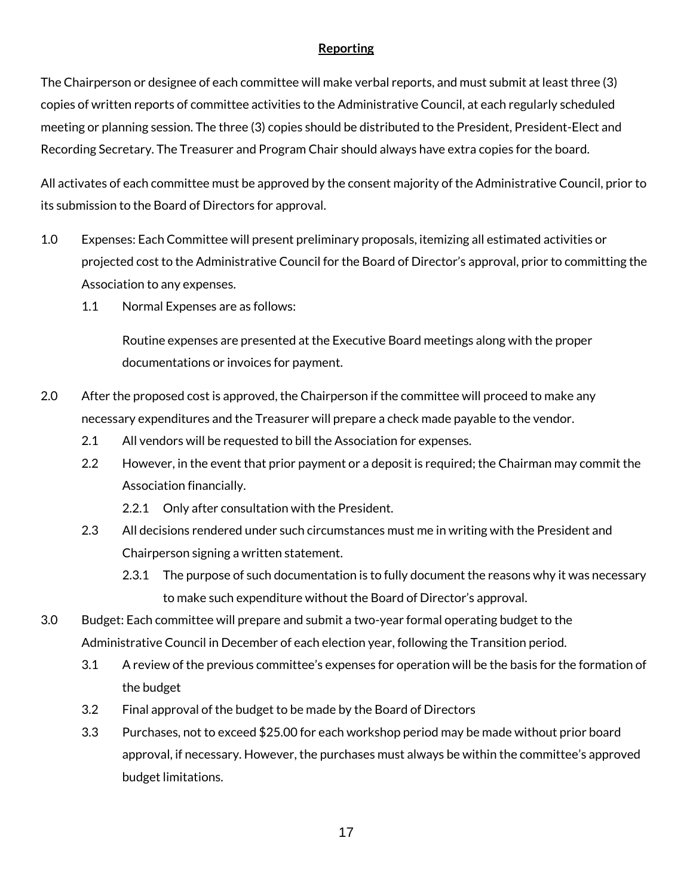## Reporting

The Chairperson or designee of each committee will make verbal reports, and must submit at least three (3) copies of written reports of committee activities to the Administrative Council, at each regularly scheduled meeting or planning session. The three (3) copies should be distributed to the President, President-Elect and Recording Secretary. The Treasurer and Program Chair should always have extra copies for the board.

All activates of each committee must be approved by the consent majority of the Administrative Council, prior to its submission to the Board of Directors for approval.

1.0 Expenses: Each Committee will present preliminary proposals, itemizing all estimated activities or projected cost to the Administrative Council for the Board of Director's approval, prior to committing the Association to any expenses.

  1.1 Normal Expenses are as follows:

  Routine expenses are presented at the Executive Board meetings along with the proper documentations or invoices for payment.

2.0 After the proposed cost is approved, the Chairperson if the committee will proceed to make any necessary expenditures and the Treasurer will prepare a check made payable to the vendor.

  2.1 All vendors will be requested to bill the Association for expenses.

  2.2 However, in the event that prior payment or a deposit is required; the Chairman may commit the Association financially.

    2.2.1 Only after consultation with the President.

  2.3 All decisions rendered under such circumstances must me in writing with the President and Chairperson signing a written statement.

    2.3.1 The purpose of such documentation is to fully document the reasons why it was necessary to make such expenditure without the Board of Director's approval.

3.0 Budget: Each committee will prepare and submit a two-year formal operating budget to the Administrative Council in December of each election year, following the Transition period.

  3.1 A review of the previous committee's expenses for operation will be the basis for the formation of the budget

  3.2 Final approval of the budget to be made by the Board of Directors

  3.3 Purchases, not to exceed $25.00 for each workshop period may be made without prior board approval, if necessary. However, the purchases must always be within the committee's approved budget limitations.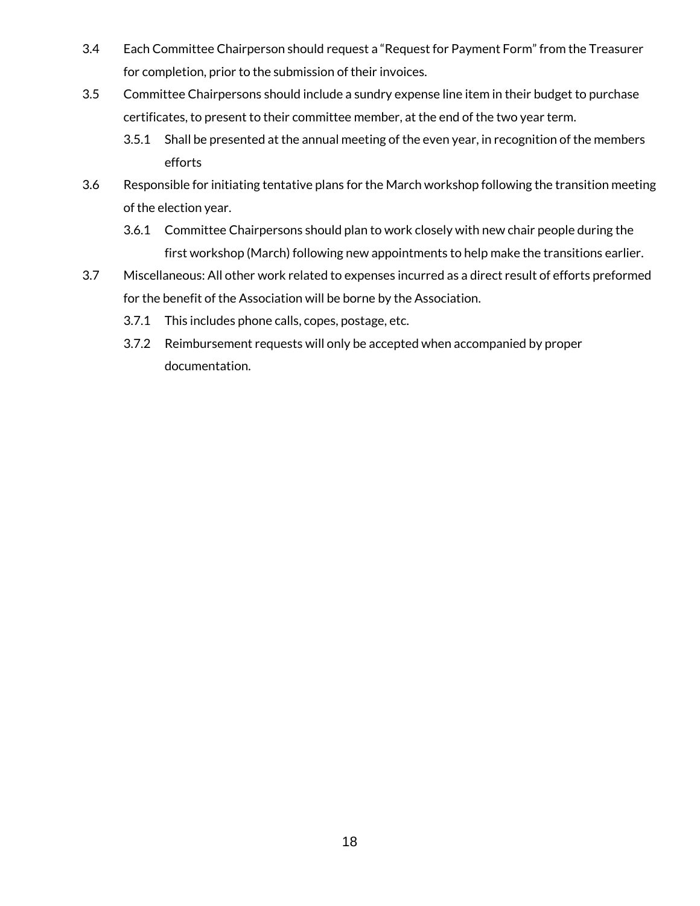3.4 Each Committee Chairperson should request a "Request for Payment Form" from the Treasurer for completion, prior to the submission of their invoices.

3.5 Committee Chairpersons should include a sundry expense line item in their budget to purchase certificates, to present to their committee member, at the end of the two year term.

- 3.5.1 Shall be presented at the annual meeting of the even year, in recognition of the members efforts

3.6 Responsible for initiating tentative plans for the March workshop following the transition meeting of the election year.

- 3.6.1 Committee Chairpersons should plan to work closely with new chair people during the first workshop (March) following new appointments to help make the transitions earlier.

3.7 Miscellaneous: All other work related to expenses incurred as a direct result of efforts preformed for the benefit of the Association will be borne by the Association.

- 3.7.1 This includes phone calls, copes, postage, etc.
- 3.7.2 Reimbursement requests will only be accepted when accompanied by proper documentation.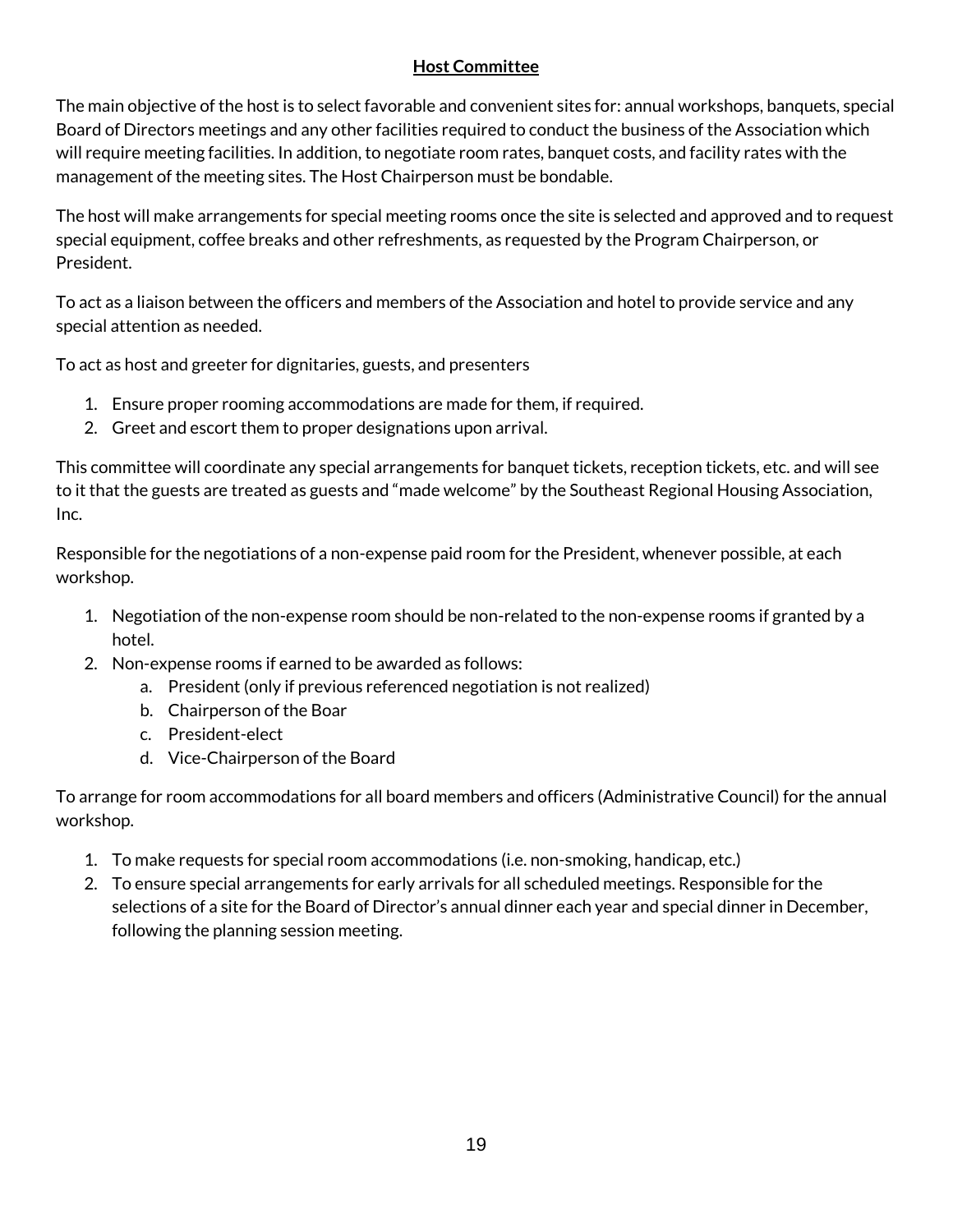## Host Committee

The main objective of the host is to select favorable and convenient sites for: annual workshops, banquets, special Board of Directors meetings and any other facilities required to conduct the business of the Association which will require meeting facilities. In addition, to negotiate room rates, banquet costs, and facility rates with the management of the meeting sites. The Host Chairperson must be bondable.

The host will make arrangements for special meeting rooms once the site is selected and approved and to request special equipment, coffee breaks and other refreshments, as requested by the Program Chairperson, or President.

To act as a liaison between the officers and members of the Association and hotel to provide service and any special attention as needed.

To act as host and greeter for dignitaries, guests, and presenters

1. Ensure proper rooming accommodations are made for them, if required.
2. Greet and escort them to proper designations upon arrival.

This committee will coordinate any special arrangements for banquet tickets, reception tickets, etc. and will see to it that the guests are treated as guests and "made welcome" by the Southeast Regional Housing Association, Inc.

Responsible for the negotiations of a non-expense paid room for the President, whenever possible, at each workshop.

1. Negotiation of the non-expense room should be non-related to the non-expense rooms if granted by a hotel.
2. Non-expense rooms if earned to be awarded as follows:
    a. President (only if previous referenced negotiation is not realized)
    b. Chairperson of the Boar
    c. President-elect
    d. Vice-Chairperson of the Board

To arrange for room accommodations for all board members and officers (Administrative Council) for the annual workshop.

1. To make requests for special room accommodations (i.e. non-smoking, handicap, etc.)
2. To ensure special arrangements for early arrivals for all scheduled meetings. Responsible for the selections of a site for the Board of Director's annual dinner each year and special dinner in December, following the planning session meeting.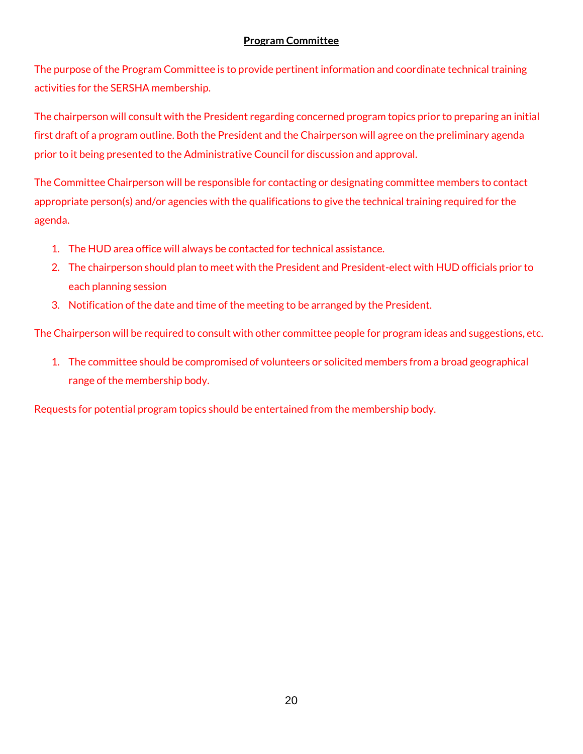**Program Committee**

The purpose of the Program Committee is to provide pertinent information and coordinate technical training activities for the SERSHA membership.

The chairperson will consult with the President regarding concerned program topics prior to preparing an initial first draft of a program outline. Both the President and the Chairperson will agree on the preliminary agenda prior to it being presented to the Administrative Council for discussion and approval.

The Committee Chairperson will be responsible for contacting or designating committee members to contact appropriate person(s) and/or agencies with the qualifications to give the technical training required for the agenda.

1. The HUD area office will always be contacted for technical assistance.
2. The chairperson should plan to meet with the President and President-elect with HUD officials prior to each planning session
3. Notification of the date and time of the meeting to be arranged by the President.

The Chairperson will be required to consult with other committee people for program ideas and suggestions, etc.

1. The committee should be compromised of volunteers or solicited members from a broad geographical range of the membership body.

Requests for potential program topics should be entertained from the membership body.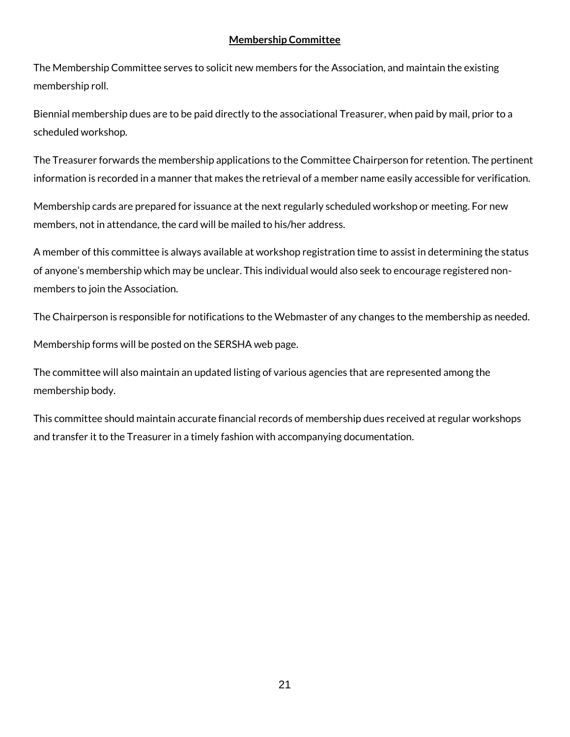## Membership Committee

The Membership Committee serves to solicit new members for the Association, and maintain the existing membership roll.

Biennial membership dues are to be paid directly to the associational Treasurer, when paid by mail, prior to a scheduled workshop.

The Treasurer forwards the membership applications to the Committee Chairperson for retention. The pertinent information is recorded in a manner that makes the retrieval of a member name easily accessible for verification.

Membership cards are prepared for issuance at the next regularly scheduled workshop or meeting. For new members, not in attendance, the card will be mailed to his/her address.

A member of this committee is always available at workshop registration time to assist in determining the status of anyone's membership which may be unclear. This individual would also seek to encourage registered non-members to join the Association.

The Chairperson is responsible for notifications to the Webmaster of any changes to the membership as needed.

Membership forms will be posted on the SERSHA web page.

The committee will also maintain an updated listing of various agencies that are represented among the membership body.

This committee should maintain accurate financial records of membership dues received at regular workshops and transfer it to the Treasurer in a timely fashion with accompanying documentation.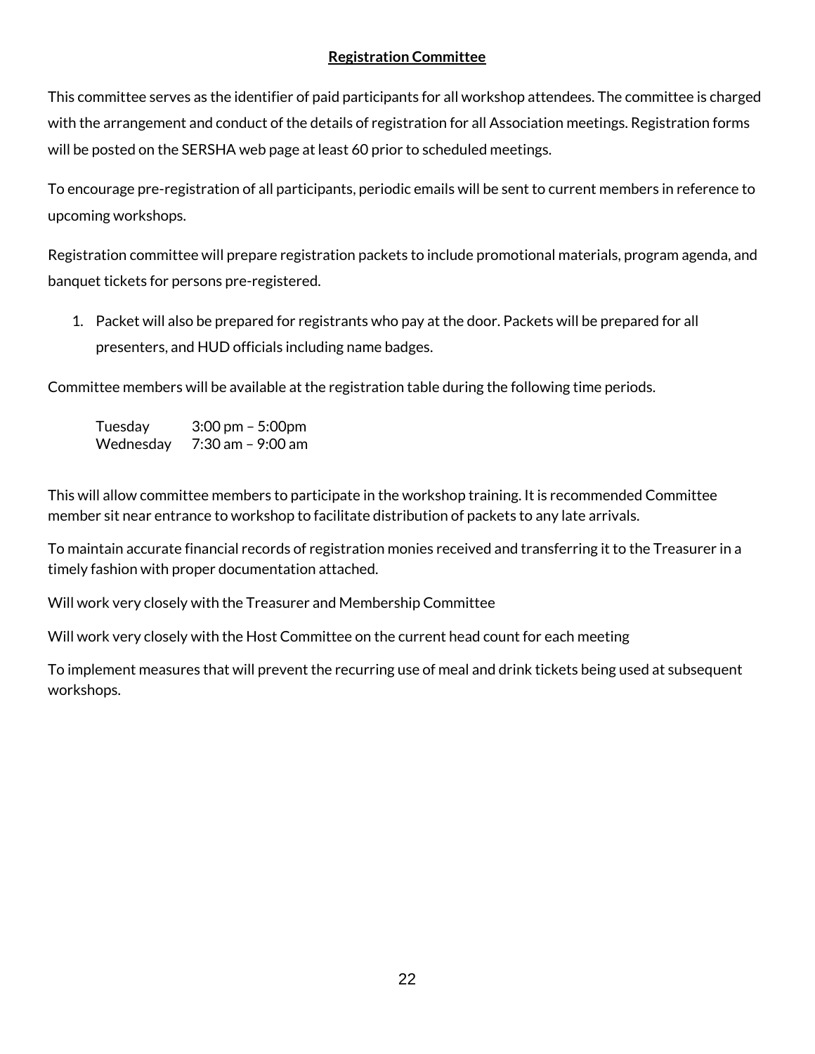## **Registration Committee**

This committee serves as the identifier of paid participants for all workshop attendees. The committee is charged with the arrangement and conduct of the details of registration for all Association meetings. Registration forms will be posted on the SERSHA web page at least 60 prior to scheduled meetings.

To encourage pre-registration of all participants, periodic emails will be sent to current members in reference to upcoming workshops.

Registration committee will prepare registration packets to include promotional materials, program agenda, and banquet tickets for persons pre-registered.

1. Packet will also be prepared for registrants who pay at the door. Packets will be prepared for all presenters, and HUD officials including name badges.

Committee members will be available at the registration table during the following time periods.

| | |
|---|---|
| Tuesday | 3:00 pm – 5:00pm |
| Wednesday | 7:30 am – 9:00 am |

This will allow committee members to participate in the workshop training. It is recommended Committee member sit near entrance to workshop to facilitate distribution of packets to any late arrivals.

To maintain accurate financial records of registration monies received and transferring it to the Treasurer in a timely fashion with proper documentation attached.

Will work very closely with the Treasurer and Membership Committee

Will work very closely with the Host Committee on the current head count for each meeting

To implement measures that will prevent the recurring use of meal and drink tickets being used at subsequent workshops.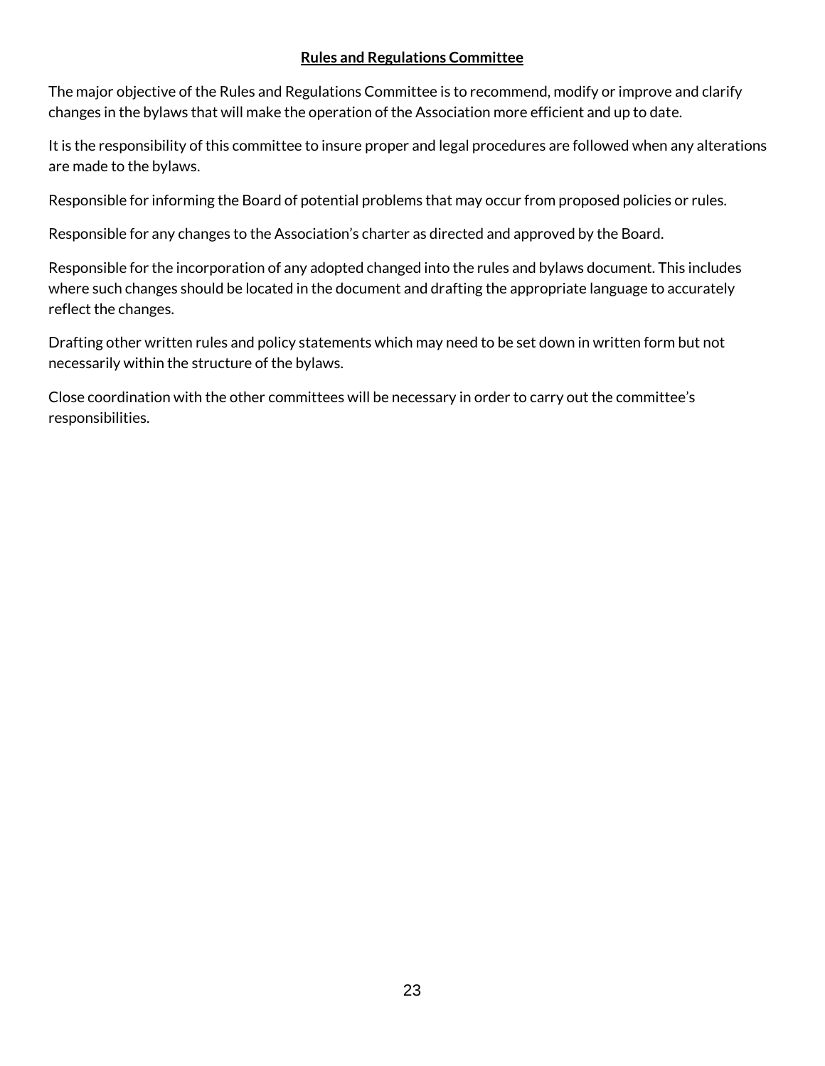## Rules and Regulations Committee

The major objective of the Rules and Regulations Committee is to recommend, modify or improve and clarify changes in the bylaws that will make the operation of the Association more efficient and up to date.

It is the responsibility of this committee to insure proper and legal procedures are followed when any alterations are made to the bylaws.

Responsible for informing the Board of potential problems that may occur from proposed policies or rules.

Responsible for any changes to the Association's charter as directed and approved by the Board.

Responsible for the incorporation of any adopted changed into the rules and bylaws document. This includes where such changes should be located in the document and drafting the appropriate language to accurately reflect the changes.

Drafting other written rules and policy statements which may need to be set down in written form but not necessarily within the structure of the bylaws.

Close coordination with the other committees will be necessary in order to carry out the committee's responsibilities.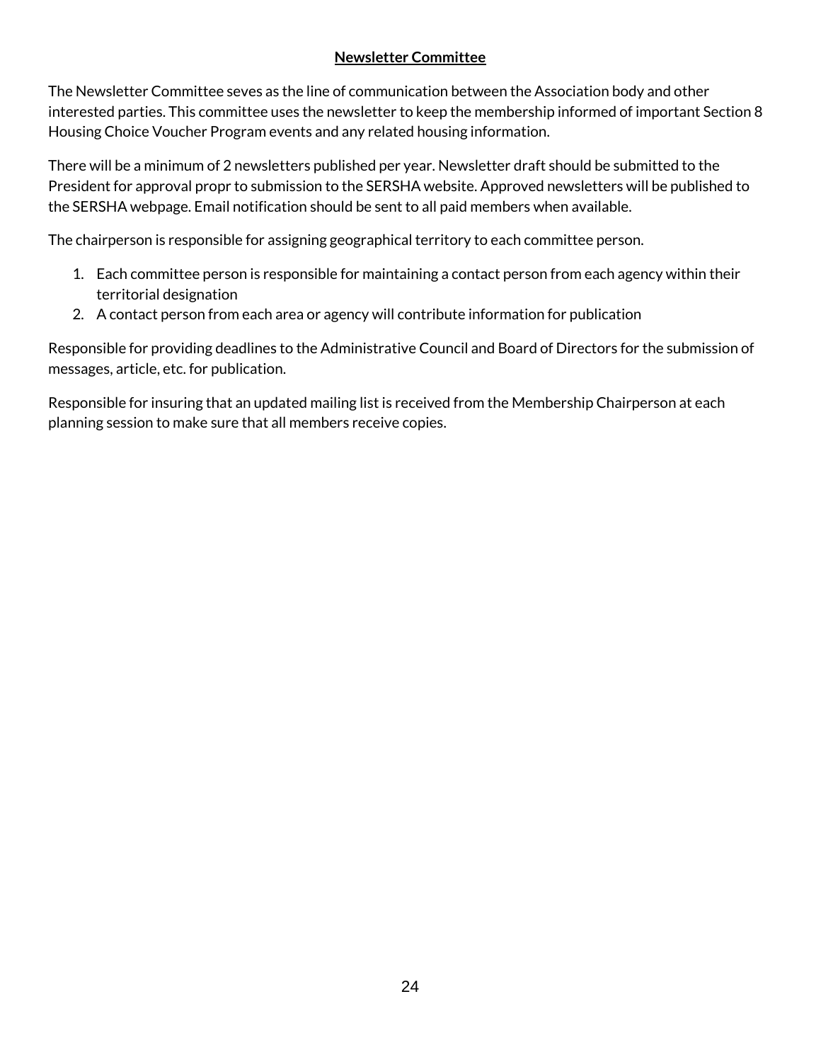**Newsletter Committee**

The Newsletter Committee seves as the line of communication between the Association body and other interested parties. This committee uses the newsletter to keep the membership informed of important Section 8 Housing Choice Voucher Program events and any related housing information.

There will be a minimum of 2 newsletters published per year. Newsletter draft should be submitted to the President for approval propr to submission to the SERSHA website. Approved newsletters will be published to the SERSHA webpage. Email notification should be sent to all paid members when available.

The chairperson is responsible for assigning geographical territory to each committee person.

1. Each committee person is responsible for maintaining a contact person from each agency within their territorial designation
2. A contact person from each area or agency will contribute information for publication

Responsible for providing deadlines to the Administrative Council and Board of Directors for the submission of messages, article, etc. for publication.

Responsible for insuring that an updated mailing list is received from the Membership Chairperson at each planning session to make sure that all members receive copies.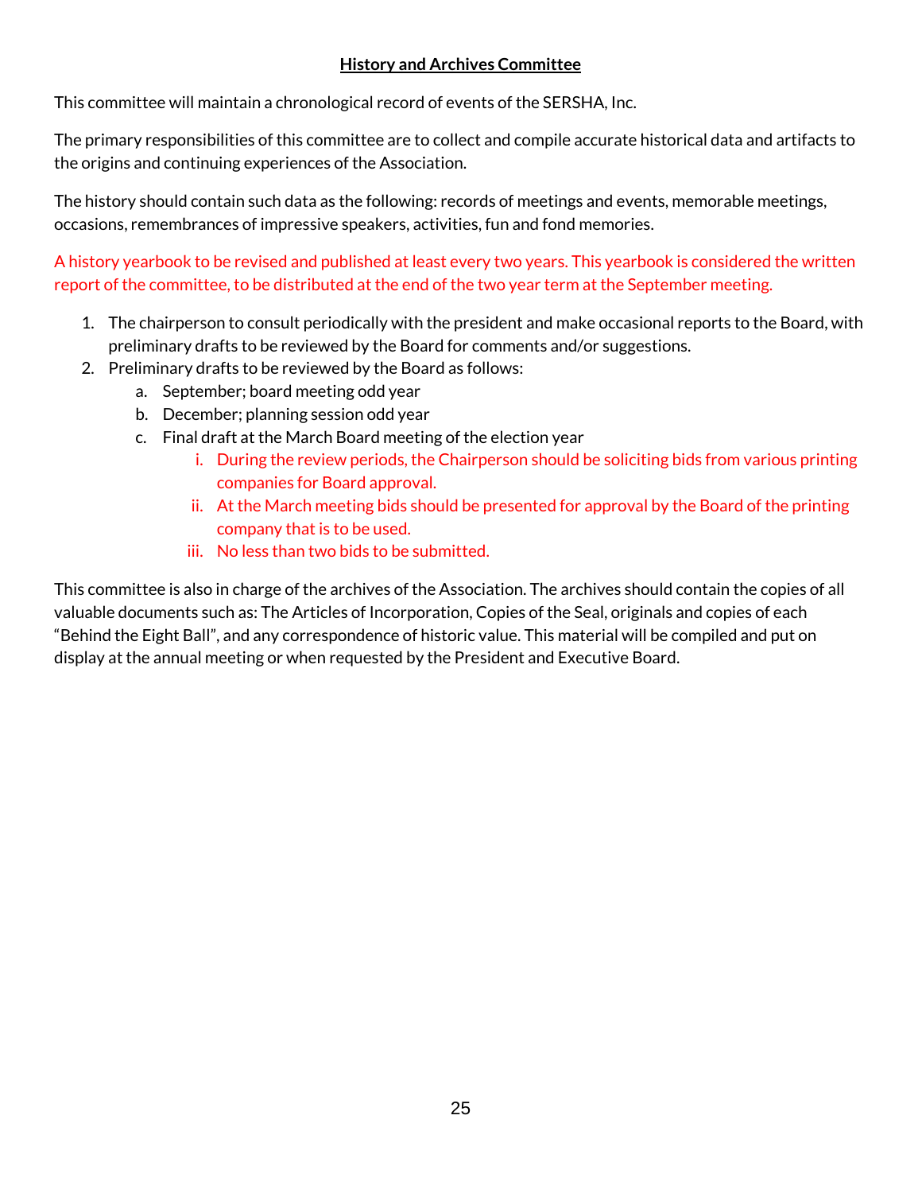## History and Archives Committee

This committee will maintain a chronological record of events of the SERSHA, Inc.

The primary responsibilities of this committee are to collect and compile accurate historical data and artifacts to the origins and continuing experiences of the Association.

The history should contain such data as the following: records of meetings and events, memorable meetings, occasions, remembrances of impressive speakers, activities, fun and fond memories.

A history yearbook to be revised and published at least every two years. This yearbook is considered the written report of the committee, to be distributed at the end of the two year term at the September meeting.

1. The chairperson to consult periodically with the president and make occasional reports to the Board, with preliminary drafts to be reviewed by the Board for comments and/or suggestions.
2. Preliminary drafts to be reviewed by the Board as follows:
    a. September; board meeting odd year
    b. December; planning session odd year
    c. Final draft at the March Board meeting of the election year
        i. During the review periods, the Chairperson should be soliciting bids from various printing companies for Board approval.
        ii. At the March meeting bids should be presented for approval by the Board of the printing company that is to be used.
        iii. No less than two bids to be submitted.

This committee is also in charge of the archives of the Association. The archives should contain the copies of all valuable documents such as: The Articles of Incorporation, Copies of the Seal, originals and copies of each "Behind the Eight Ball", and any correspondence of historic value. This material will be compiled and put on display at the annual meeting or when requested by the President and Executive Board.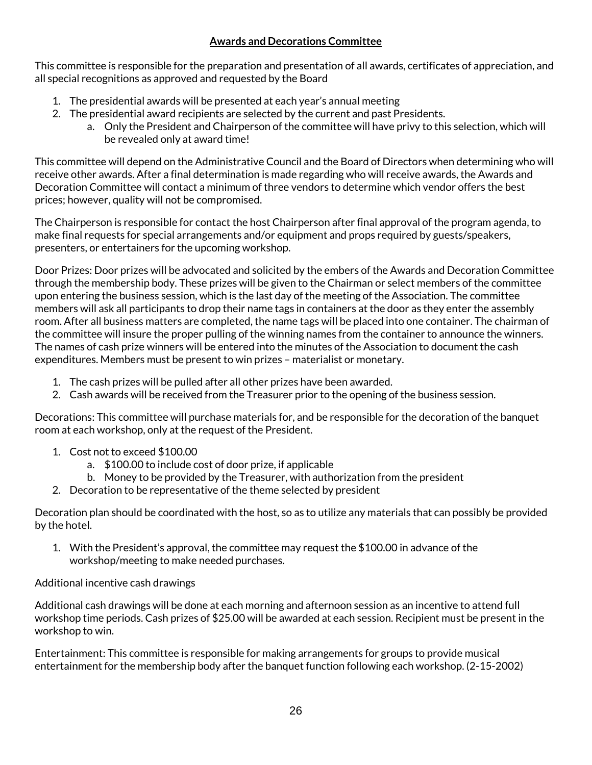## **Awards and Decorations Committee**

This committee is responsible for the preparation and presentation of all awards, certificates of appreciation, and all special recognitions as approved and requested by the Board

1. The presidential awards will be presented at each year's annual meeting
2. The presidential award recipients are selected by the current and past Presidents.
   a. Only the President and Chairperson of the committee will have privy to this selection, which will be revealed only at award time!

This committee will depend on the Administrative Council and the Board of Directors when determining who will receive other awards. After a final determination is made regarding who will receive awards, the Awards and Decoration Committee will contact a minimum of three vendors to determine which vendor offers the best prices; however, quality will not be compromised.

The Chairperson is responsible for contact the host Chairperson after final approval of the program agenda, to make final requests for special arrangements and/or equipment and props required by guests/speakers, presenters, or entertainers for the upcoming workshop.

Door Prizes: Door prizes will be advocated and solicited by the embers of the Awards and Decoration Committee through the membership body. These prizes will be given to the Chairman or select members of the committee upon entering the business session, which is the last day of the meeting of the Association. The committee members will ask all participants to drop their name tags in containers at the door as they enter the assembly room. After all business matters are completed, the name tags will be placed into one container. The chairman of the committee will insure the proper pulling of the winning names from the container to announce the winners. The names of cash prize winners will be entered into the minutes of the Association to document the cash expenditures. Members must be present to win prizes – materialist or monetary.

1. The cash prizes will be pulled after all other prizes have been awarded.
2. Cash awards will be received from the Treasurer prior to the opening of the business session.

Decorations: This committee will purchase materials for, and be responsible for the decoration of the banquet room at each workshop, only at the request of the President.

1. Cost not to exceed $100.00
   a. $100.00 to include cost of door prize, if applicable
   b. Money to be provided by the Treasurer, with authorization from the president
2. Decoration to be representative of the theme selected by president

Decoration plan should be coordinated with the host, so as to utilize any materials that can possibly be provided by the hotel.

1. With the President's approval, the committee may request the $100.00 in advance of the workshop/meeting to make needed purchases.

Additional incentive cash drawings

Additional cash drawings will be done at each morning and afternoon session as an incentive to attend full workshop time periods. Cash prizes of $25.00 will be awarded at each session. Recipient must be present in the workshop to win.

Entertainment: This committee is responsible for making arrangements for groups to provide musical entertainment for the membership body after the banquet function following each workshop. (2-15-2002)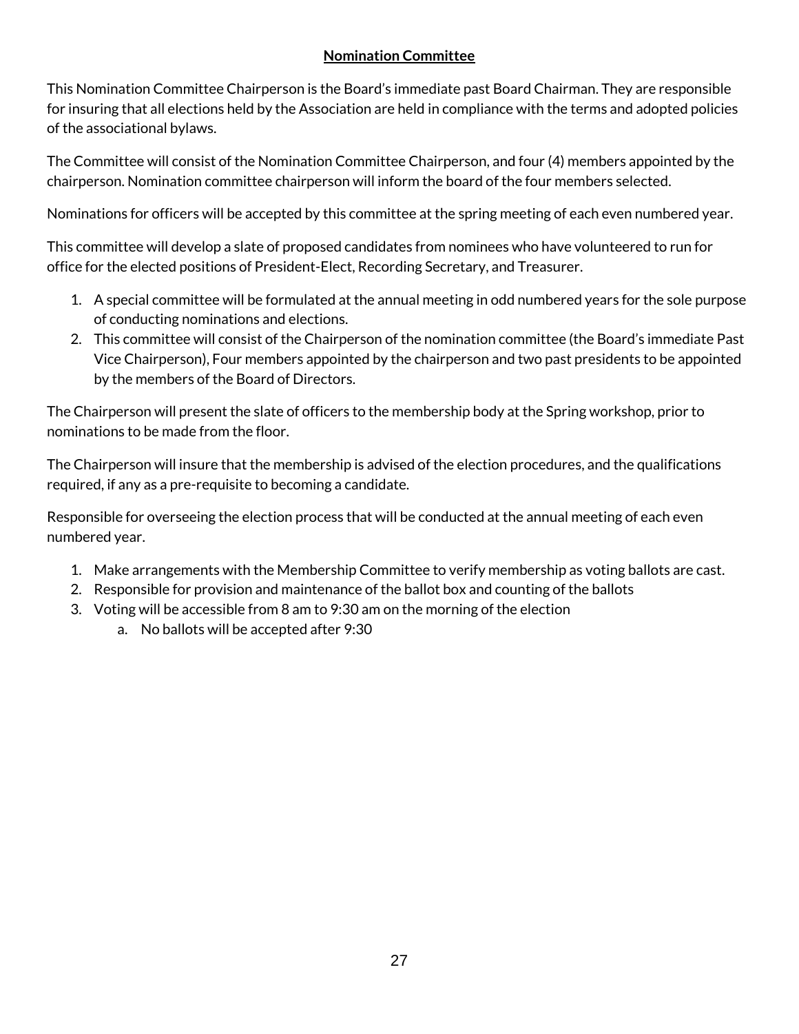## Nomination Committee

This Nomination Committee Chairperson is the Board's immediate past Board Chairman. They are responsible for insuring that all elections held by the Association are held in compliance with the terms and adopted policies of the associational bylaws.

The Committee will consist of the Nomination Committee Chairperson, and four (4) members appointed by the chairperson. Nomination committee chairperson will inform the board of the four members selected.

Nominations for officers will be accepted by this committee at the spring meeting of each even numbered year.

This committee will develop a slate of proposed candidates from nominees who have volunteered to run for office for the elected positions of President-Elect, Recording Secretary, and Treasurer.

1. A special committee will be formulated at the annual meeting in odd numbered years for the sole purpose of conducting nominations and elections.
2. This committee will consist of the Chairperson of the nomination committee (the Board's immediate Past Vice Chairperson), Four members appointed by the chairperson and two past presidents to be appointed by the members of the Board of Directors.

The Chairperson will present the slate of officers to the membership body at the Spring workshop, prior to nominations to be made from the floor.

The Chairperson will insure that the membership is advised of the election procedures, and the qualifications required, if any as a pre-requisite to becoming a candidate.

Responsible for overseeing the election process that will be conducted at the annual meeting of each even numbered year.

1. Make arrangements with the Membership Committee to verify membership as voting ballots are cast.
2. Responsible for provision and maintenance of the ballot box and counting of the ballots
3. Voting will be accessible from 8 am to 9:30 am on the morning of the election
    a. No ballots will be accepted after 9:30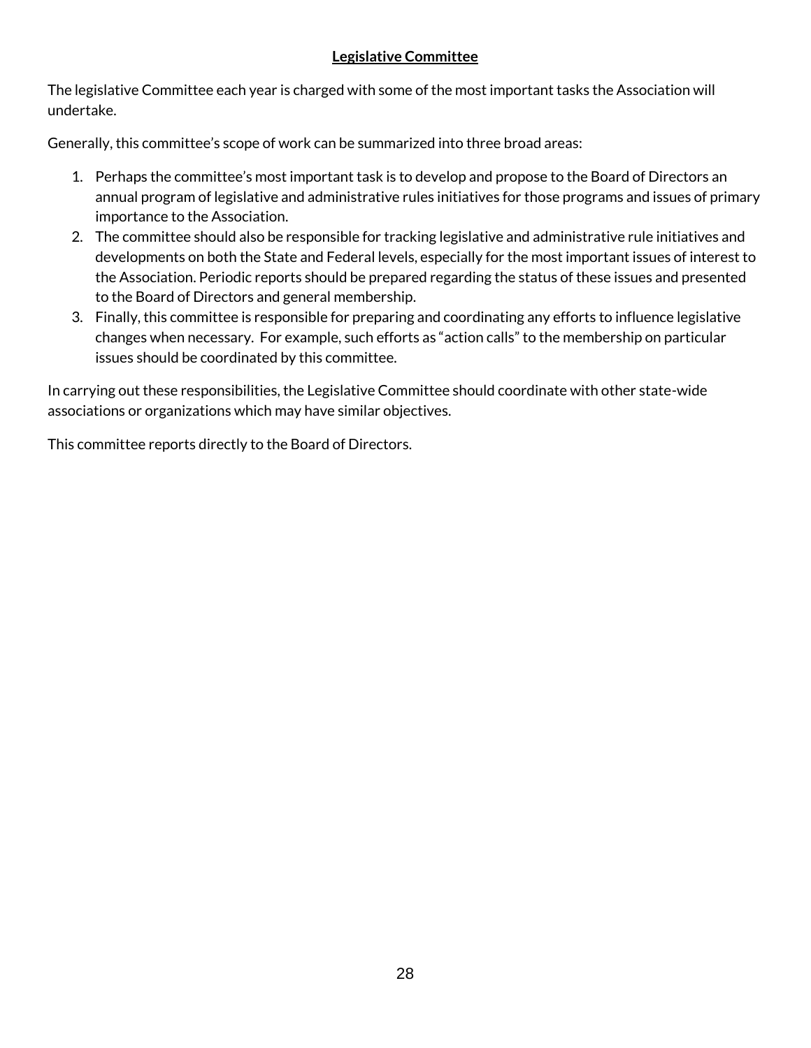## Legislative Committee

The legislative Committee each year is charged with some of the most important tasks the Association will undertake.

Generally, this committee's scope of work can be summarized into three broad areas:

1. Perhaps the committee's most important task is to develop and propose to the Board of Directors an annual program of legislative and administrative rules initiatives for those programs and issues of primary importance to the Association.
2. The committee should also be responsible for tracking legislative and administrative rule initiatives and developments on both the State and Federal levels, especially for the most important issues of interest to the Association. Periodic reports should be prepared regarding the status of these issues and presented to the Board of Directors and general membership.
3. Finally, this committee is responsible for preparing and coordinating any efforts to influence legislative changes when necessary. For example, such efforts as "action calls" to the membership on particular issues should be coordinated by this committee.

In carrying out these responsibilities, the Legislative Committee should coordinate with other state-wide associations or organizations which may have similar objectives.

This committee reports directly to the Board of Directors.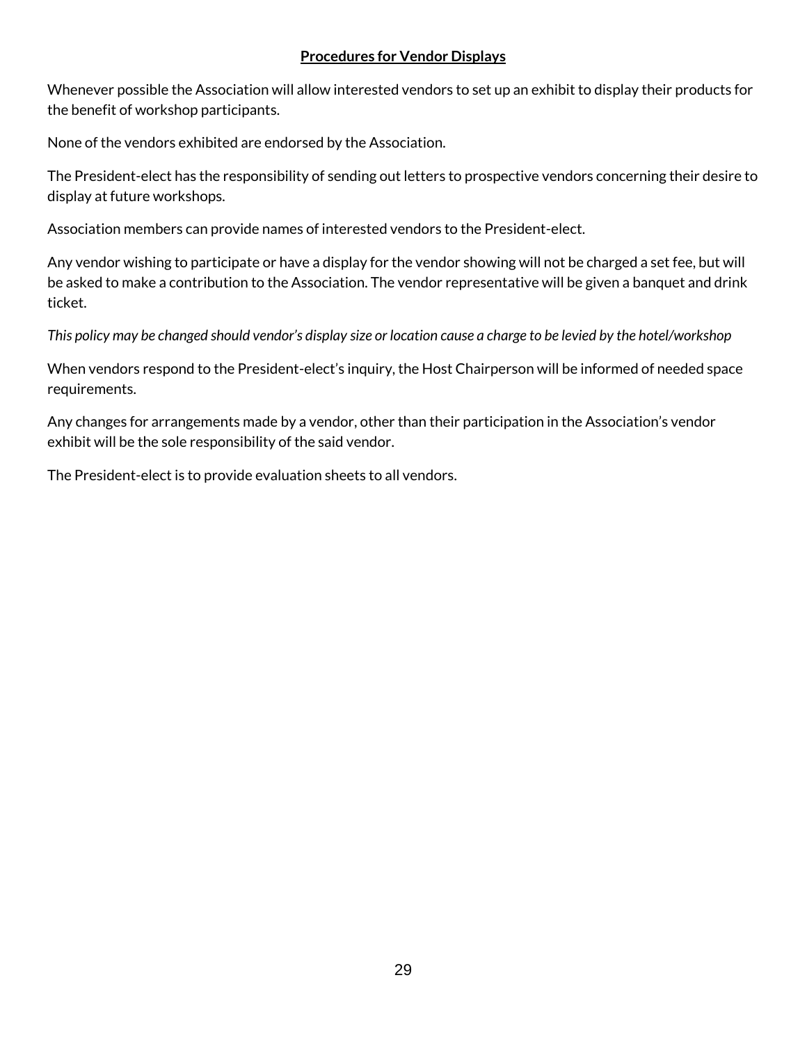## **Procedures for Vendor Displays**

Whenever possible the Association will allow interested vendors to set up an exhibit to display their products for the benefit of workshop participants.

None of the vendors exhibited are endorsed by the Association.

The President-elect has the responsibility of sending out letters to prospective vendors concerning their desire to display at future workshops.

Association members can provide names of interested vendors to the President-elect.

Any vendor wishing to participate or have a display for the vendor showing will not be charged a set fee, but will be asked to make a contribution to the Association. The vendor representative will be given a banquet and drink ticket.

*This policy may be changed should vendor's display size or location cause a charge to be levied by the hotel/workshop*

When vendors respond to the President-elect's inquiry, the Host Chairperson will be informed of needed space requirements.

Any changes for arrangements made by a vendor, other than their participation in the Association's vendor exhibit will be the sole responsibility of the said vendor.

The President-elect is to provide evaluation sheets to all vendors.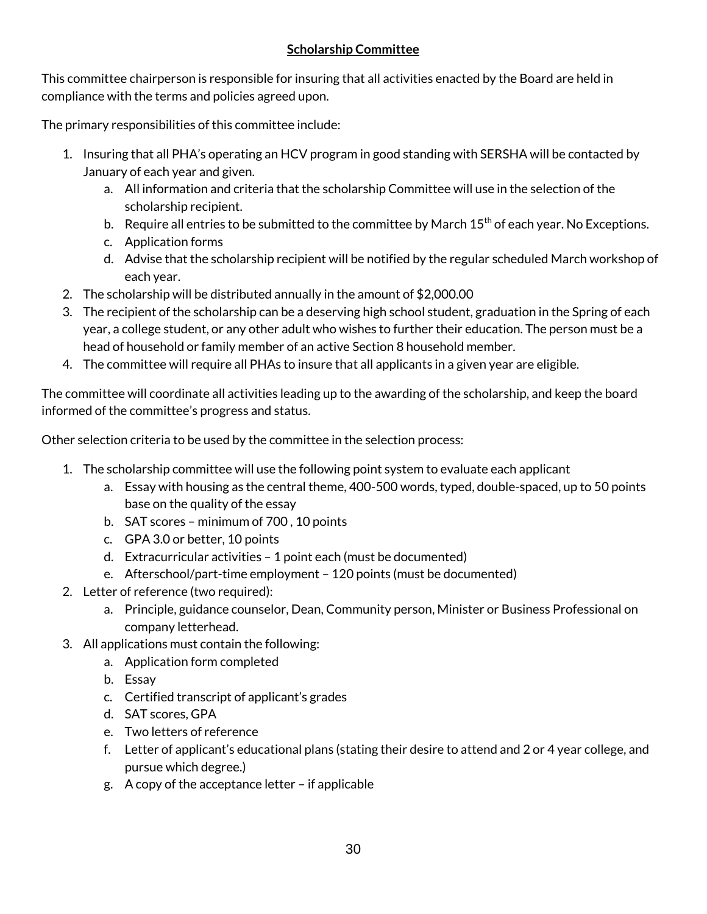## Scholarship Committee

This committee chairperson is responsible for insuring that all activities enacted by the Board are held in compliance with the terms and policies agreed upon.

The primary responsibilities of this committee include:

1. Insuring that all PHA's operating an HCV program in good standing with SERSHA will be contacted by January of each year and given.
   a. All information and criteria that the scholarship Committee will use in the selection of the scholarship recipient.
   b. Require all entries to be submitted to the committee by March 15th of each year. No Exceptions.
   c. Application forms
   d. Advise that the scholarship recipient will be notified by the regular scheduled March workshop of each year.
2. The scholarship will be distributed annually in the amount of $2,000.00
3. The recipient of the scholarship can be a deserving high school student, graduation in the Spring of each year, a college student, or any other adult who wishes to further their education. The person must be a head of household or family member of an active Section 8 household member.
4. The committee will require all PHAs to insure that all applicants in a given year are eligible.

The committee will coordinate all activities leading up to the awarding of the scholarship, and keep the board informed of the committee's progress and status.

Other selection criteria to be used by the committee in the selection process:

1. The scholarship committee will use the following point system to evaluate each applicant
   a. Essay with housing as the central theme, 400-500 words, typed, double-spaced, up to 50 points base on the quality of the essay
   b. SAT scores – minimum of 700 , 10 points
   c. GPA 3.0 or better, 10 points
   d. Extracurricular activities – 1 point each (must be documented)
   e. Afterschool/part-time employment – 120 points (must be documented)
2. Letter of reference (two required):
   a. Principle, guidance counselor, Dean, Community person, Minister or Business Professional on company letterhead.
3. All applications must contain the following:
   a. Application form completed
   b. Essay
   c. Certified transcript of applicant's grades
   d. SAT scores, GPA
   e. Two letters of reference
   f. Letter of applicant's educational plans (stating their desire to attend and 2 or 4 year college, and pursue which degree.)
   g. A copy of the acceptance letter – if applicable